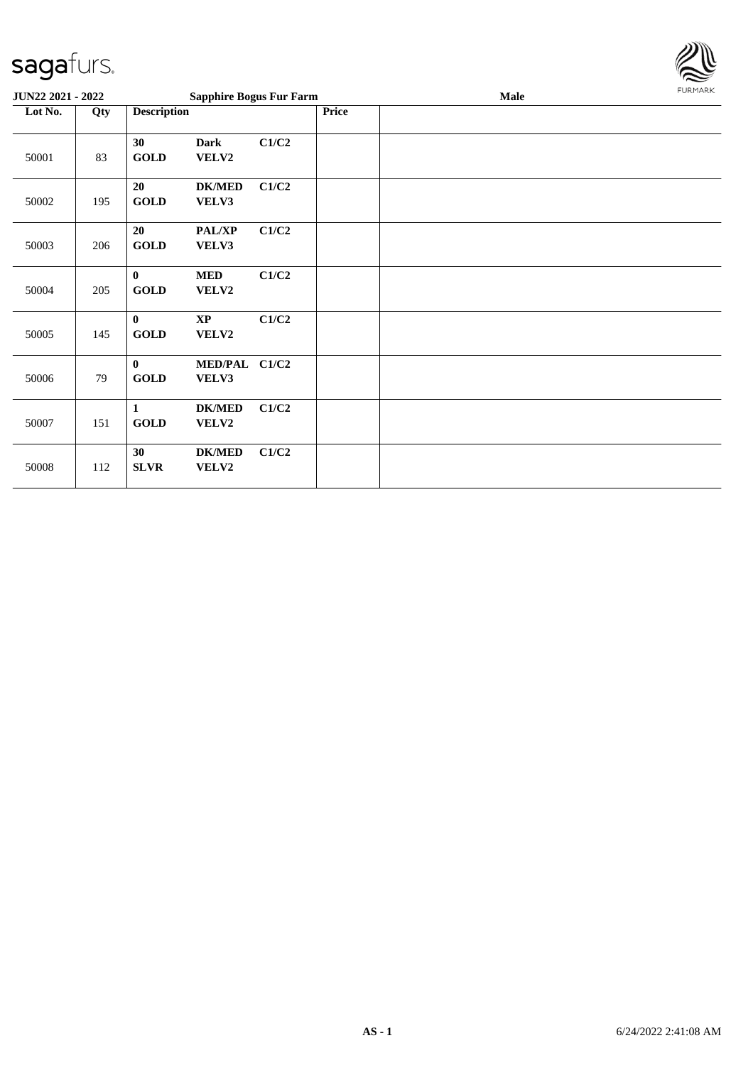| JUN22 2021 - 2022 | | Sapphire Bogus Fur Farm | | Male |
|---|---|---|---|---|
| Lot No. | Qty | Description | Price | |
| 50001 | 83 | 30 GOLD Dark VELV2 C1/C2 | | |
| 50002 | 195 | 20 GOLD DK/MED VELV3 C1/C2 | | |
| 50003 | 206 | 20 GOLD PAL/XP VELV3 C1/C2 | | |
| 50004 | 205 | 0 GOLD MED VELV2 C1/C2 | | |
| 50005 | 145 | 0 GOLD XP VELV2 C1/C2 | | |
| 50006 | 79 | 0 GOLD MED/PAL VELV3 C1/C2 | | |
| 50007 | 151 | 1 GOLD DK/MED VELV2 C1/C2 | | |
| 50008 | 112 | 30 SLVR DK/MED VELV2 C1/C2 | | |

AS - 1 6/24/2022 2:41:08 AM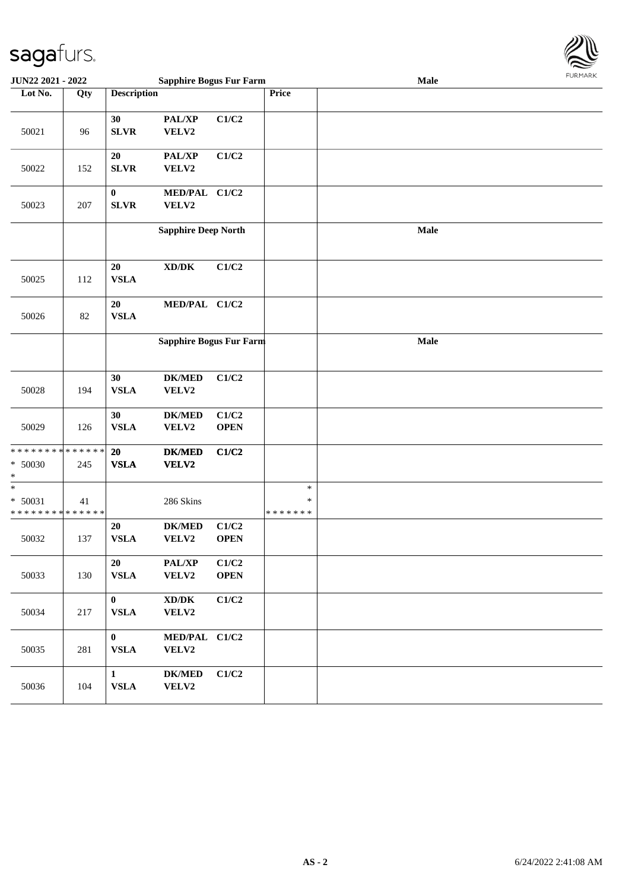| Lot No. | Qty | Description | | | Price | |
|---|---|---|---|---|---|---|
| 50021 | 96 | 30 SLVR | PAL/XP VELV2 | C1/C2 | | |
| 50022 | 152 | 20 SLVR | PAL/XP VELV2 | C1/C2 | | |
| 50023 | 207 | 0 SLVR | MED/PAL VELV2 | C1/C2 | | |
| | | **Sapphire Deep North** | | | | **Male** |
| 50025 | 112 | 20 VSLA | XD/DK | C1/C2 | | |
| 50026 | 82 | 20 VSLA | MED/PAL | C1/C2 | | |
| | | **Sapphire Bogus Fur Farm** | | | | **Male** |
| 50028 | 194 | 30 VSLA | DK/MED VELV2 | C1/C2 | | |
| 50029 | 126 | 30 VSLA | DK/MED VELV2 | C1/C2 OPEN | | |
| * * * * * * * * * * * * * * * 50030 * | 245 | 20 VSLA | DK/MED VELV2 | C1/C2 | | |
| * * 50031 * * * * * * * * * * * * * * | 41 | | 286 Skins | | * * * * * * * * * | |
| 50032 | 137 | 20 VSLA | DK/MED VELV2 | C1/C2 OPEN | | |
| 50033 | 130 | 20 VSLA | PAL/XP VELV2 | C1/C2 OPEN | | |
| 50034 | 217 | 0 VSLA | XD/DK VELV2 | C1/C2 | | |
| 50035 | 281 | 0 VSLA | MED/PAL VELV2 | C1/C2 | | |
| 50036 | 104 | 1 VSLA | DK/MED VELV2 | C1/C2 | | |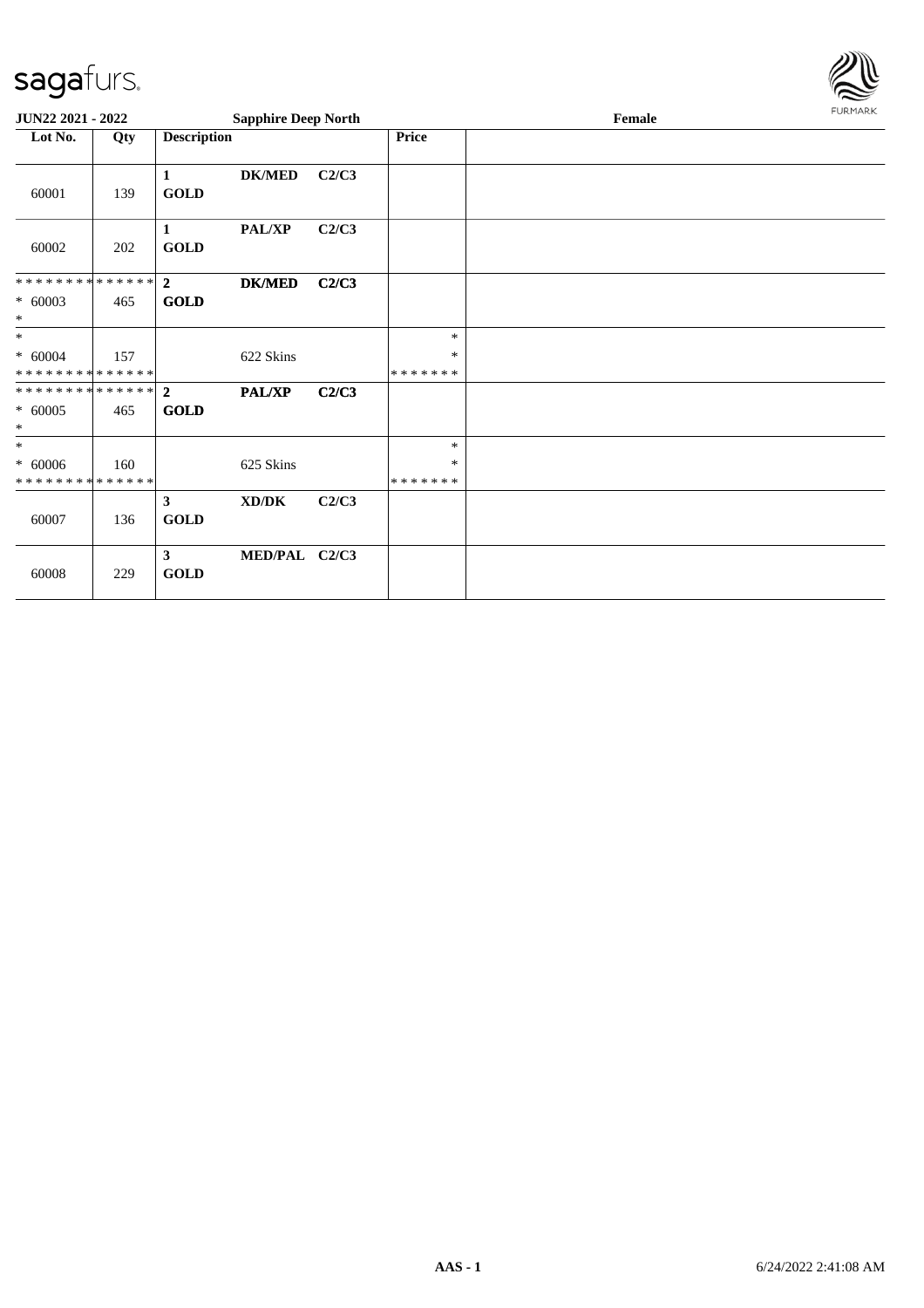**JUN22 2021 - 2022** — **Sapphire Deep North** — **Female**

| Lot No. | Qty | Description | | | Price | |
|---|---|---|---|---|---|---|
| 60001 | 139 | 1 GOLD | DK/MED | C2/C3 | | |
| 60002 | 202 | 1 GOLD | PAL/XP | C2/C3 | | |
| * * * * * * * * * * * * * * <br>* 60003<br>* | 465 | 2 GOLD | DK/MED | C2/C3 | | |
| *<br>* 60004<br>* * * * * * * * * * * * * * | 157 | | 622 Skins | | *<br>*<br>* * * * * * * | |
| * * * * * * * * * * * * * * <br>* 60005<br>* | 465 | 2 GOLD | PAL/XP | C2/C3 | | |
| *<br>* 60006<br>* * * * * * * * * * * * * * | 160 | | 625 Skins | | *<br>*<br>* * * * * * * | |
| 60007 | 136 | 3 GOLD | XD/DK | C2/C3 | | |
| 60008 | 229 | 3 GOLD | MED/PAL | C2/C3 | | |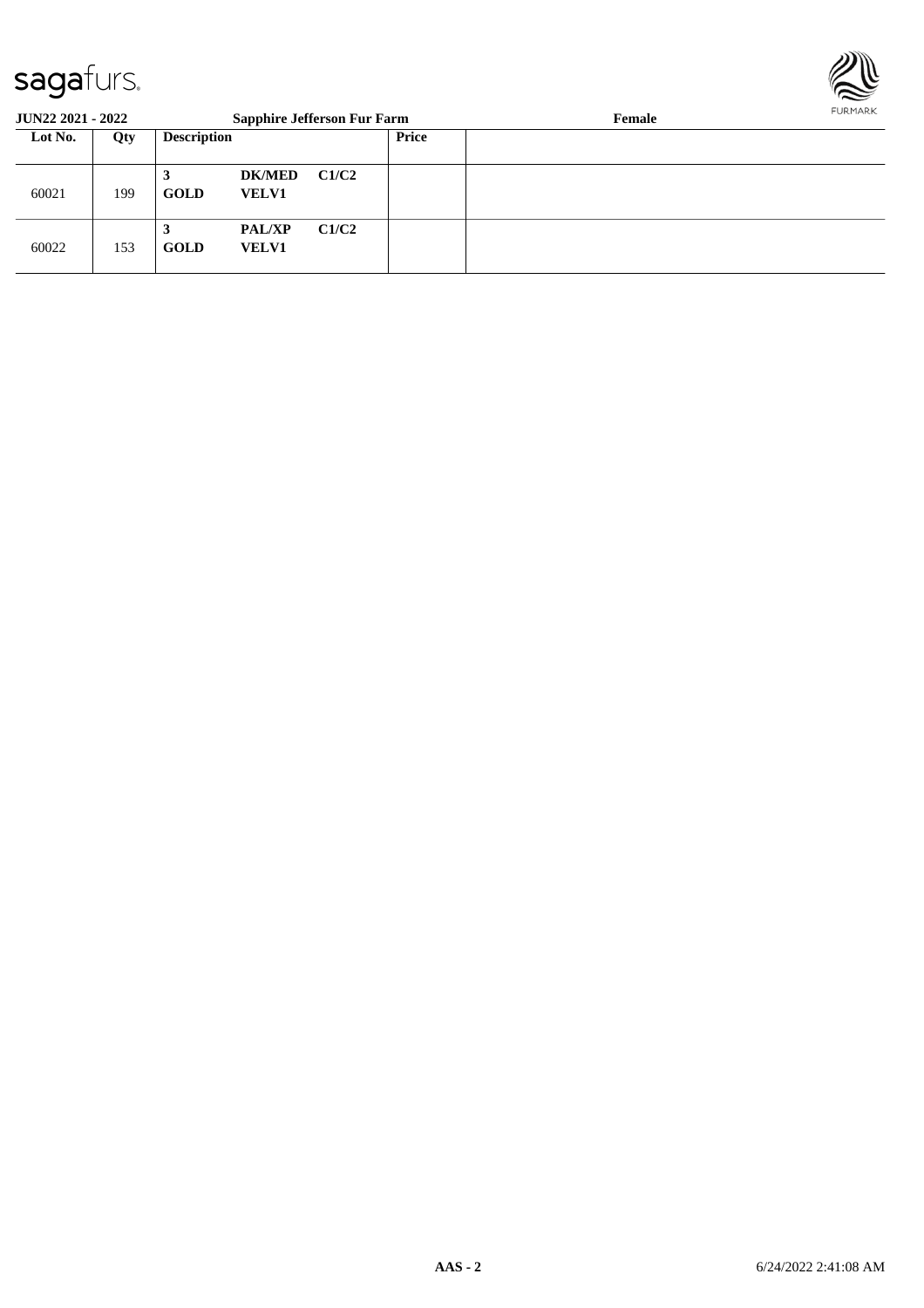**JUN22 2021 - 2022** **Sapphire Jefferson Fur Farm** **Female**

| Lot No. | Qty | Description | | | Price | |
|---|---|---|---|---|---|---|
| 60021 | 199 | **3**<br>**GOLD** | **DK/MED**<br>**VELV1** | **C1/C2** | | |
| 60022 | 153 | **3**<br>**GOLD** | **PAL/XP**<br>**VELV1** | **C1/C2** | | |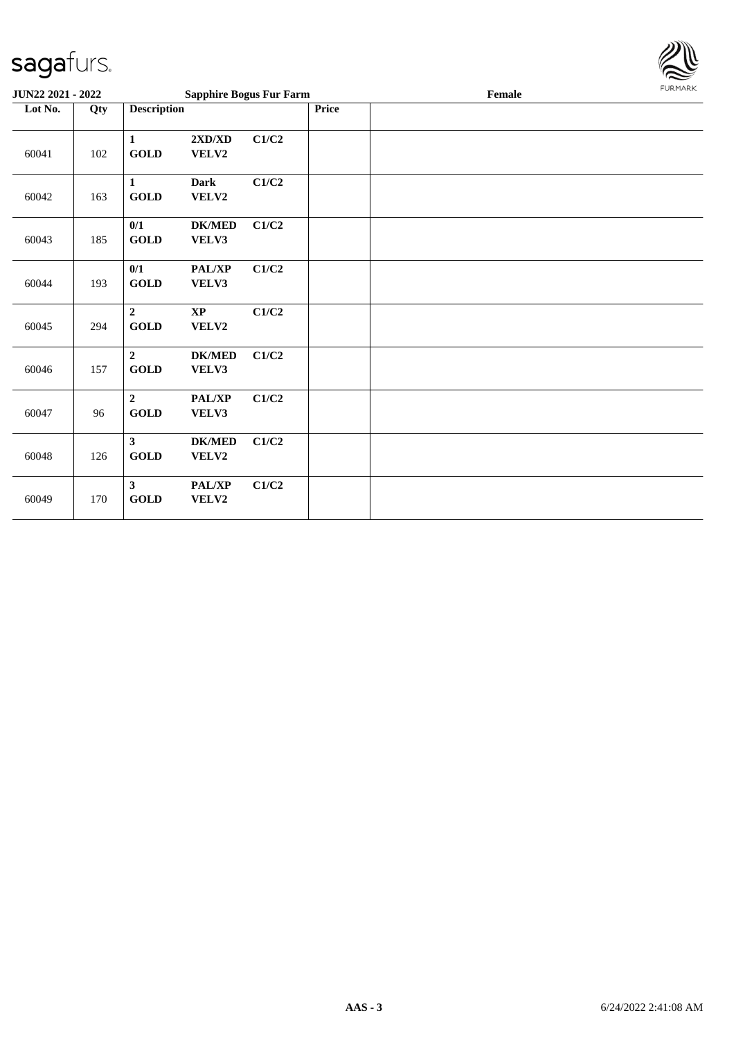**JUN22 2021 - 2022** | **Sapphire Bogus Fur Farm** | **Female**

| Lot No. | Qty | Description | | | Price | |
|---|---|---|---|---|---|---|
| 60041 | 102 | 1 GOLD | 2XD/XD VELV2 | C1/C2 | | |
| 60042 | 163 | 1 GOLD | Dark VELV2 | C1/C2 | | |
| 60043 | 185 | 0/1 GOLD | DK/MED VELV3 | C1/C2 | | |
| 60044 | 193 | 0/1 GOLD | PAL/XP VELV3 | C1/C2 | | |
| 60045 | 294 | 2 GOLD | XP VELV2 | C1/C2 | | |
| 60046 | 157 | 2 GOLD | DK/MED VELV3 | C1/C2 | | |
| 60047 | 96 | 2 GOLD | PAL/XP VELV3 | C1/C2 | | |
| 60048 | 126 | 3 GOLD | DK/MED VELV2 | C1/C2 | | |
| 60049 | 170 | 3 GOLD | PAL/XP VELV2 | C1/C2 | | |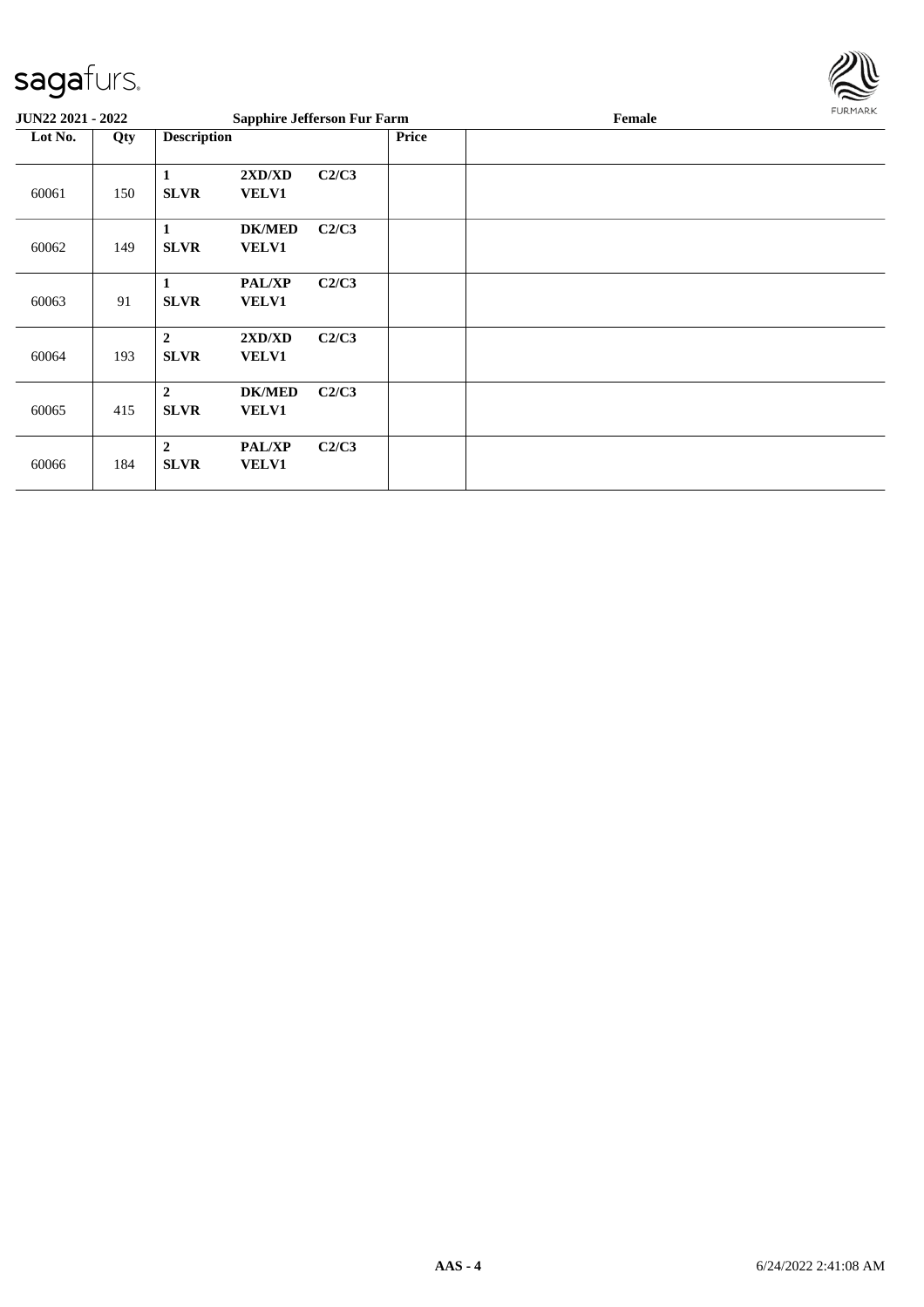**JUN22 2021 - 2022** | **Sapphire Jefferson Fur Farm** | **Female**

| Lot No. | Qty | Description | | | Price | |
|---|---|---|---|---|---|---|
| 60061 | 150 | **1 SLVR** | **2XD/XD VELV1** | **C2/C3** | | |
| 60062 | 149 | **1 SLVR** | **DK/MED VELV1** | **C2/C3** | | |
| 60063 | 91 | **1 SLVR** | **PAL/XP VELV1** | **C2/C3** | | |
| 60064 | 193 | **2 SLVR** | **2XD/XD VELV1** | **C2/C3** | | |
| 60065 | 415 | **2 SLVR** | **DK/MED VELV1** | **C2/C3** | | |
| 60066 | 184 | **2 SLVR** | **PAL/XP VELV1** | **C2/C3** | | |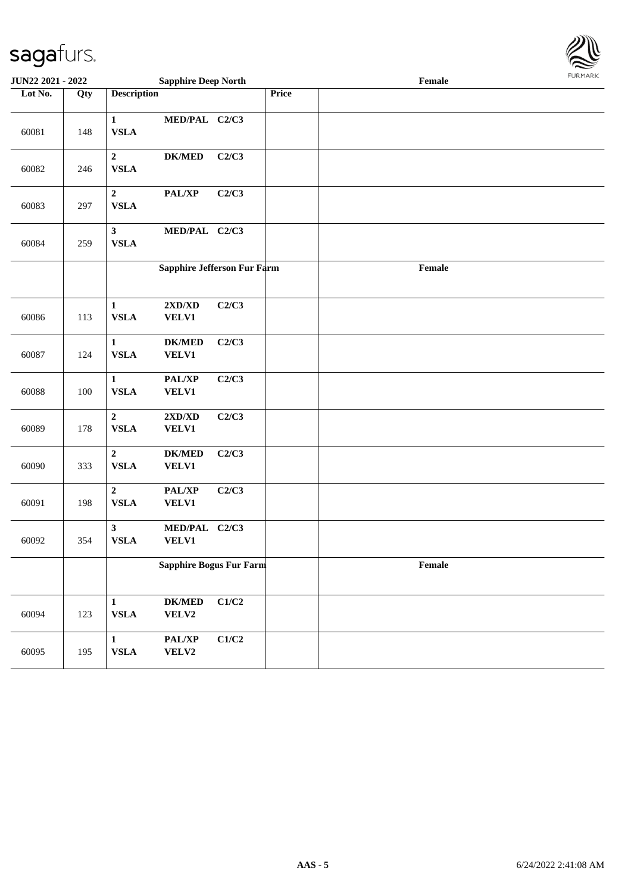| Lot No. | Qty | Description | | | Price | Female |
|---|---|---|---|---|---|---|
| 60081 | 148 | 1 VSLA | MED/PAL | C2/C3 | | |
| 60082 | 246 | 2 VSLA | DK/MED | C2/C3 | | |
| 60083 | 297 | 2 VSLA | PAL/XP | C2/C3 | | |
| 60084 | 259 | 3 VSLA | MED/PAL | C2/C3 | | |
| | | **Sapphire Jefferson Fur Farm** | | | | **Female** |
| 60086 | 113 | 1 VSLA | 2XD/XD VELV1 | C2/C3 | | |
| 60087 | 124 | 1 VSLA | DK/MED VELV1 | C2/C3 | | |
| 60088 | 100 | 1 VSLA | PAL/XP VELV1 | C2/C3 | | |
| 60089 | 178 | 2 VSLA | 2XD/XD VELV1 | C2/C3 | | |
| 60090 | 333 | 2 VSLA | DK/MED VELV1 | C2/C3 | | |
| 60091 | 198 | 2 VSLA | PAL/XP VELV1 | C2/C3 | | |
| 60092 | 354 | 3 VSLA | MED/PAL VELV1 | C2/C3 | | |
| | | **Sapphire Bogus Fur Farm** | | | | **Female** |
| 60094 | 123 | 1 VSLA | DK/MED VELV2 | C1/C2 | | |
| 60095 | 195 | 1 VSLA | PAL/XP VELV2 | C1/C2 | | |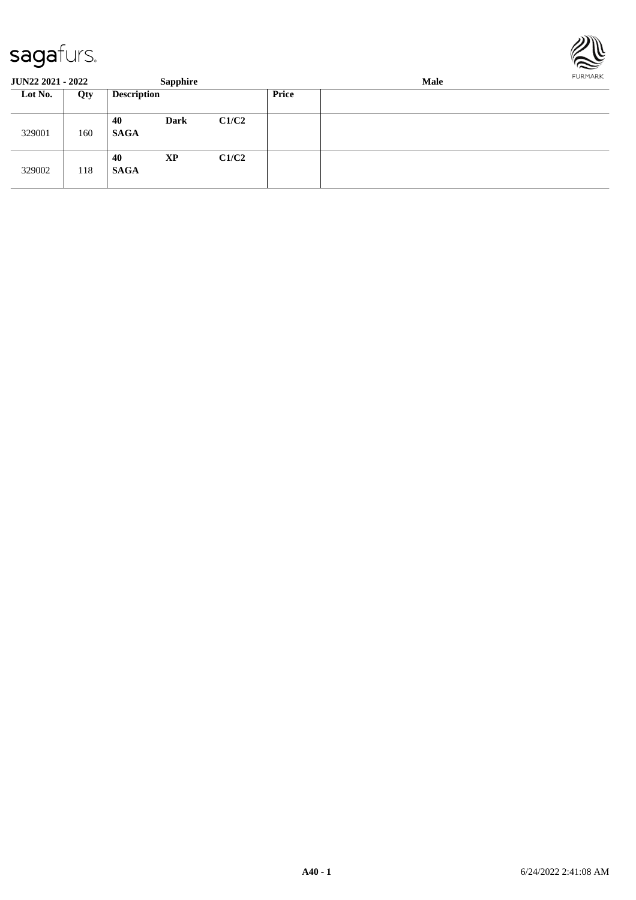**JUN22 2021 - 2022** **Sapphire** **Male**

| Lot No. | Qty | Description | | | Price | |
|---|---|---|---|---|---|---|
| 329001 | 160 | **40** **SAGA** | **Dark** | **C1/C2** | | |
| 329002 | 118 | **40** **SAGA** | **XP** | **C1/C2** | | |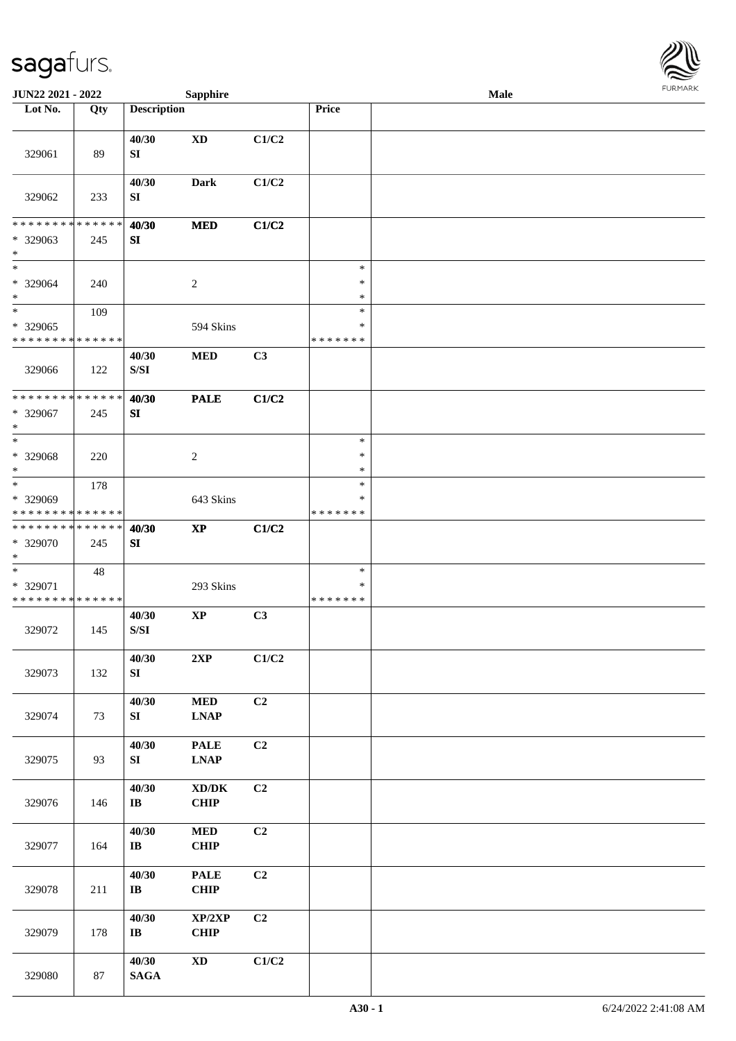| Lot No. | Qty | Description | | | Price | |
|---|---|---|---|---|---|---|
| 329061 | 89 | 40/30<br>SI | XD | C1/C2 | | |
| 329062 | 233 | 40/30<br>SI | Dark | C1/C2 | | |
| * * * * * * * * * * * * * *<br>* 329063<br>* | 245 | 40/30<br>SI | MED | C1/C2 | | |
| *<br>* 329064<br>* | 240 | | 2 | | *<br>*<br>* | |
| *<br>* 329065<br>* * * * * * * * * * * * * * | 109 | | 594 Skins | | *<br>*<br>* * * * * * * | |
| 329066 | 122 | 40/30<br>S/SI | MED | C3 | | |
| * * * * * * * * * * * * * *<br>* 329067<br>* | 245 | 40/30<br>SI | PALE | C1/C2 | | |
| *<br>* 329068<br>* | 220 | | 2 | | *<br>*<br>* | |
| *<br>* 329069<br>* * * * * * * * * * * * * * | 178 | | 643 Skins | | *<br>*<br>* * * * * * * | |
| * * * * * * * * * * * * * *<br>* 329070<br>* | 245 | 40/30<br>SI | XP | C1/C2 | | |
| *<br>* 329071<br>* * * * * * * * * * * * * * | 48 | | 293 Skins | | *<br>*<br>* * * * * * * | |
| 329072 | 145 | 40/30<br>S/SI | XP | C3 | | |
| 329073 | 132 | 40/30<br>SI | 2XP | C1/C2 | | |
| 329074 | 73 | 40/30<br>SI | MED<br>LNAP | C2 | | |
| 329075 | 93 | 40/30<br>SI | PALE<br>LNAP | C2 | | |
| 329076 | 146 | 40/30<br>IB | XD/DK<br>CHIP | C2 | | |
| 329077 | 164 | 40/30<br>IB | MED<br>CHIP | C2 | | |
| 329078 | 211 | 40/30<br>IB | PALE<br>CHIP | C2 | | |
| 329079 | 178 | 40/30<br>IB | XP/2XP<br>CHIP | C2 | | |
| 329080 | 87 | 40/30<br>SAGA | XD | C1/C2 | | |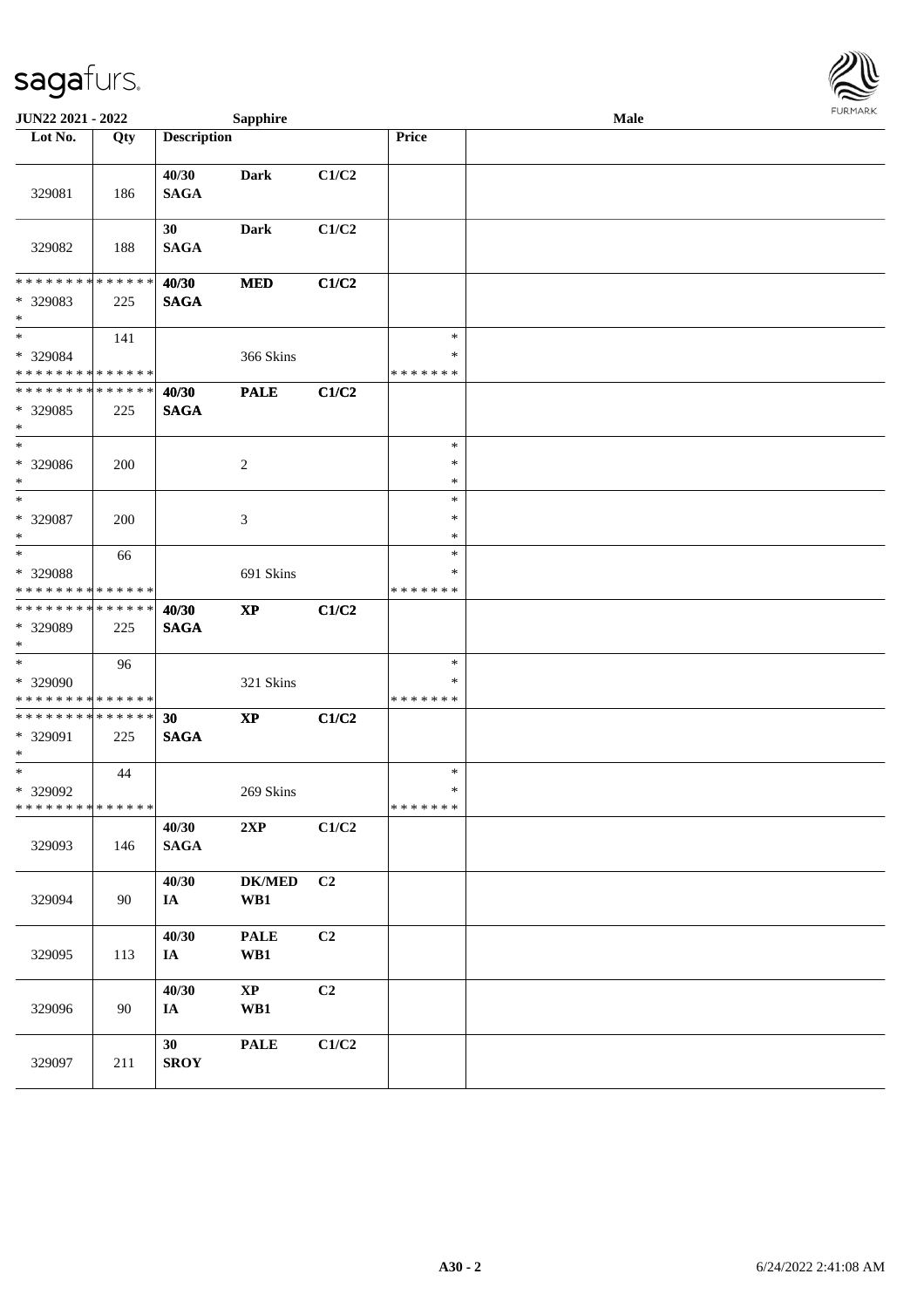| Lot No. | Qty | Description | | | Price | |
|---|---|---|---|---|---|---|
| 329081 | 186 | 40/30 SAGA | Dark | C1/C2 | | |
| 329082 | 188 | 30 SAGA | Dark | C1/C2 | | |
| * * * * * * * * * * * * * * * 329083 * | 225 | 40/30 SAGA | MED | C1/C2 | | |
| * * 329084 * * * * * * * * * * * * * * | 141 | | 366 Skins | | * * * * * * * * * | |
| * * * * * * * * * * * * * * * 329085 * | 225 | 40/30 SAGA | PALE | C1/C2 | | |
| * * 329086 * | 200 | | 2 | | * * * | |
| * * 329087 * | 200 | | 3 | | * * * | |
| * * 329088 * * * * * * * * * * * * * * | 66 | | 691 Skins | | * * * * * * * * * | |
| * * * * * * * * * * * * * * * 329089 * | 225 | 40/30 SAGA | XP | C1/C2 | | |
| * * 329090 * * * * * * * * * * * * * * | 96 | | 321 Skins | | * * * * * * * * * | |
| * * * * * * * * * * * * * * * 329091 * | 225 | 30 SAGA | XP | C1/C2 | | |
| * * 329092 * * * * * * * * * * * * * * | 44 | | 269 Skins | | * * * * * * * * * | |
| 329093 | 146 | 40/30 SAGA | 2XP | C1/C2 | | |
| 329094 | 90 | 40/30 IA | DK/MED WB1 | C2 | | |
| 329095 | 113 | 40/30 IA | PALE WB1 | C2 | | |
| 329096 | 90 | 40/30 IA | XP WB1 | C2 | | |
| 329097 | 211 | 30 SROY | PALE | C1/C2 | | |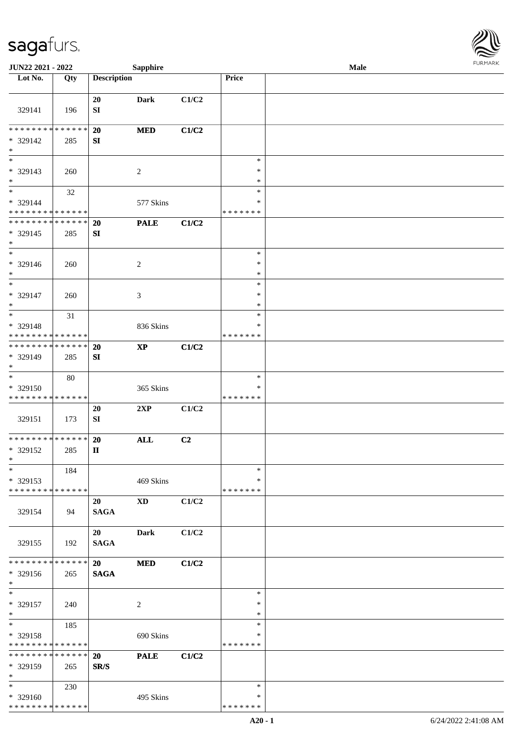| Lot No. | Qty | Description | | | Price | |
|---|---|---|---|---|---|---|
| 329141 | 196 | 20 SI | Dark | C1/C2 | | |
| * * * * * * * * * * * * * * * 329142 * | 285 | 20 SI | MED | C1/C2 | | |
| * * 329143 * | 260 | | 2 | | * * * | |
| * * 329144 * * * * * * * * * * * * * * | 32 | | 577 Skins | | * * * * * * * * | |
| * * * * * * * * * * * * * * * 329145 * | 285 | 20 SI | PALE | C1/C2 | | |
| * * 329146 * | 260 | | 2 | | * * * | |
| * * 329147 * | 260 | | 3 | | * * * | |
| * * 329148 * * * * * * * * * * * * * * | 31 | | 836 Skins | | * * * * * * * * | |
| * * * * * * * * * * * * * * * 329149 * | 285 | 20 SI | XP | C1/C2 | | |
| * * 329150 * * * * * * * * * * * * * * | 80 | | 365 Skins | | * * * * * * * * | |
| 329151 | 173 | 20 SI | 2XP | C1/C2 | | |
| * * * * * * * * * * * * * * * 329152 * | 285 | 20 II | ALL | C2 | | |
| * * 329153 * * * * * * * * * * * * * * | 184 | | 469 Skins | | * * * * * * * * | |
| 329154 | 94 | 20 SAGA | XD | C1/C2 | | |
| 329155 | 192 | 20 SAGA | Dark | C1/C2 | | |
| * * * * * * * * * * * * * * * 329156 * | 265 | 20 SAGA | MED | C1/C2 | | |
| * * 329157 * | 240 | | 2 | | * * * | |
| * * 329158 * * * * * * * * * * * * * * | 185 | | 690 Skins | | * * * * * * * * | |
| * * * * * * * * * * * * * * * 329159 * | 265 | 20 SR/S | PALE | C1/C2 | | |
| * * 329160 * * * * * * * * * * * * * * | 230 | | 495 Skins | | * * * * * * * * | |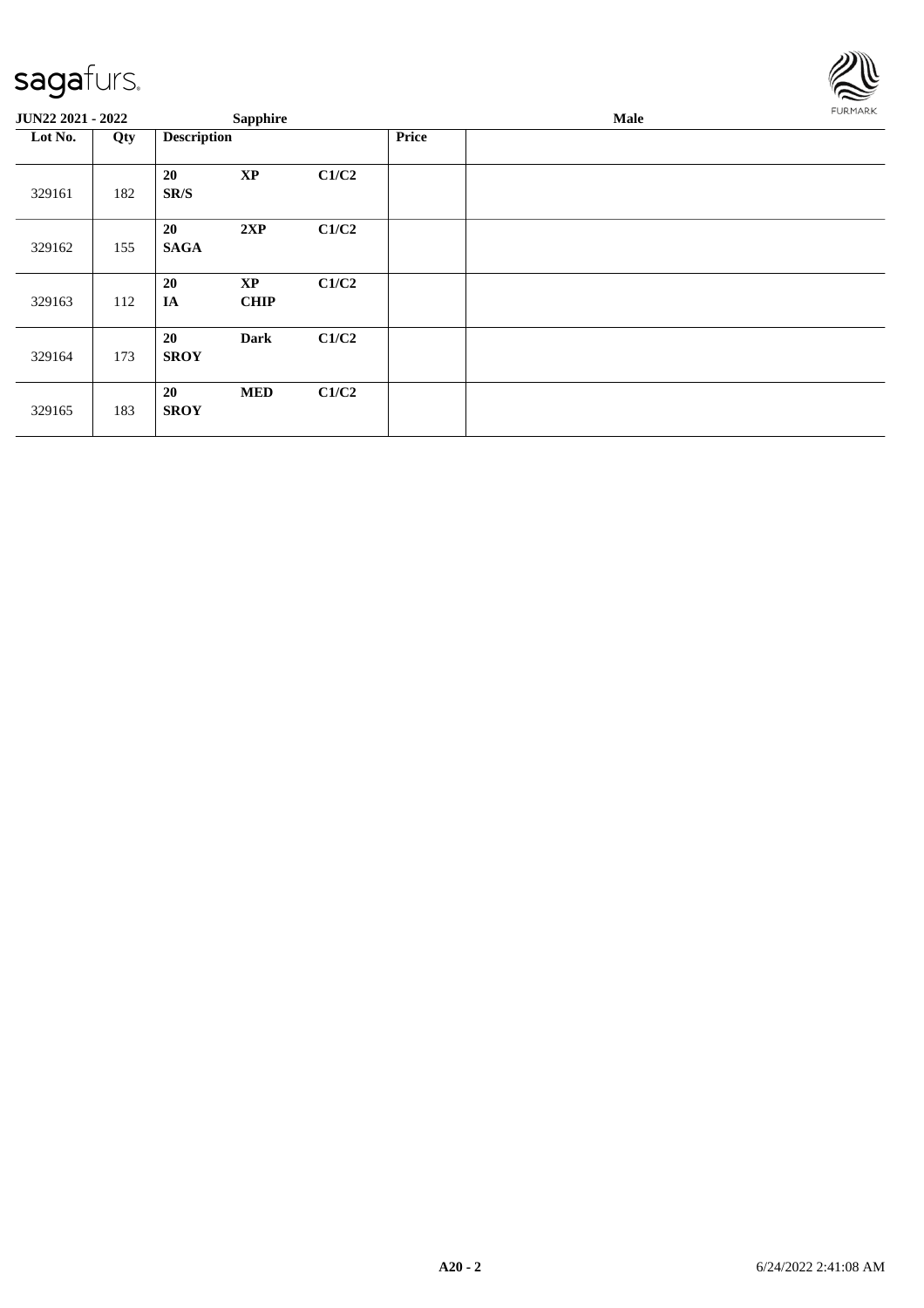| JUN22 2021 - 2022 | | Sapphire | | | | Male |
|---|---|---|---|---|---|---|
| Lot No. | Qty | Description | | | Price | |
| 329161 | 182 | 20<br>SR/S | XP | C1/C2 | | |
| 329162 | 155 | 20<br>SAGA | 2XP | C1/C2 | | |
| 329163 | 112 | 20<br>IA | XP<br>CHIP | C1/C2 | | |
| 329164 | 173 | 20<br>SROY | Dark | C1/C2 | | |
| 329165 | 183 | 20<br>SROY | MED | C1/C2 | | |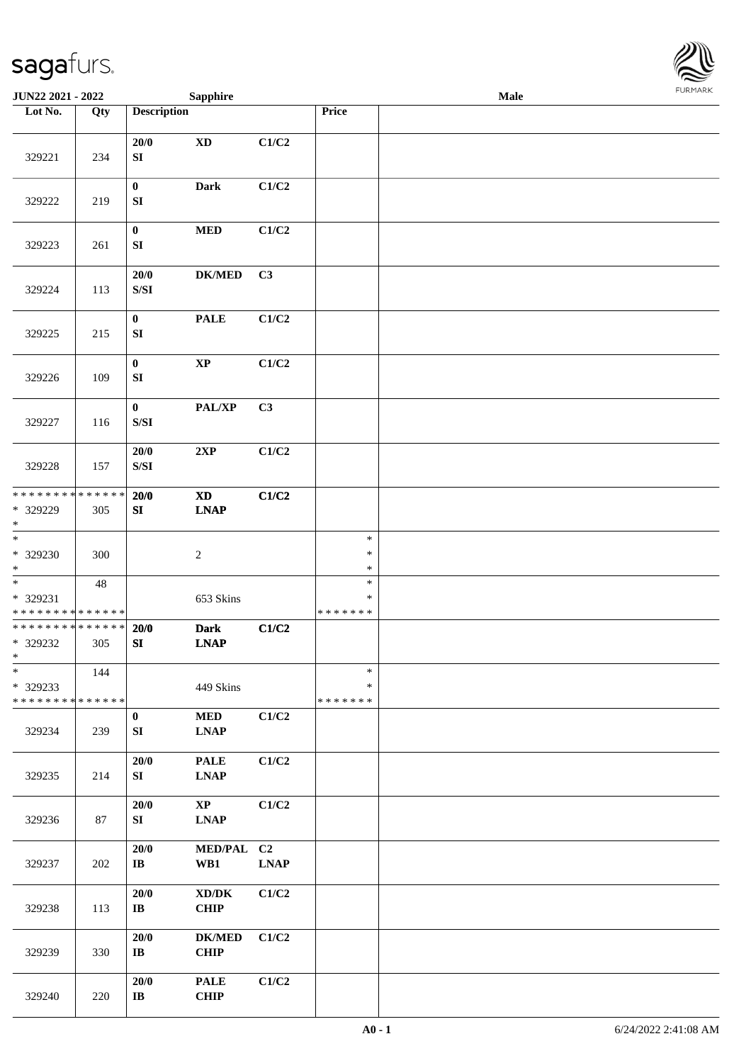| Lot No. | Qty | Description | | | Price | |
|---|---|---|---|---|---|---|
| 329221 | 234 | 20/0<br>SI | XD | C1/C2 | | |
| 329222 | 219 | 0<br>SI | Dark | C1/C2 | | |
| 329223 | 261 | 0<br>SI | MED | C1/C2 | | |
| 329224 | 113 | 20/0<br>S/SI | DK/MED | C3 | | |
| 329225 | 215 | 0<br>SI | PALE | C1/C2 | | |
| 329226 | 109 | 0<br>SI | XP | C1/C2 | | |
| 329227 | 116 | 0<br>S/SI | PAL/XP | C3 | | |
| 329228 | 157 | 20/0<br>S/SI | 2XP | C1/C2 | | |
| * * * * * * * * * * * * * *<br>* 329229<br>* | 305 | 20/0<br>SI | XD<br>LNAP | C1/C2 | | |
| *<br>* 329230<br>* | 300 | | 2 | | *<br>*<br>* | |
| *<br>* 329231<br>* * * * * * * * * * * * * * | 48 | | 653 Skins | | *<br>*<br>* * * * * * * | |
| * * * * * * * * * * * * * *<br>* 329232<br>* | 305 | 20/0<br>SI | Dark<br>LNAP | C1/C2 | | |
| *<br>* 329233<br>* * * * * * * * * * * * * * | 144 | | 449 Skins | | *<br>*<br>* * * * * * * | |
| 329234 | 239 | 0<br>SI | MED<br>LNAP | C1/C2 | | |
| 329235 | 214 | 20/0<br>SI | PALE<br>LNAP | C1/C2 | | |
| 329236 | 87 | 20/0<br>SI | XP<br>LNAP | C1/C2 | | |
| 329237 | 202 | 20/0<br>IB | MED/PAL<br>WB1 | C2<br>LNAP | | |
| 329238 | 113 | 20/0<br>IB | XD/DK<br>CHIP | C1/C2 | | |
| 329239 | 330 | 20/0<br>IB | DK/MED<br>CHIP | C1/C2 | | |
| 329240 | 220 | 20/0<br>IB | PALE<br>CHIP | C1/C2 | | |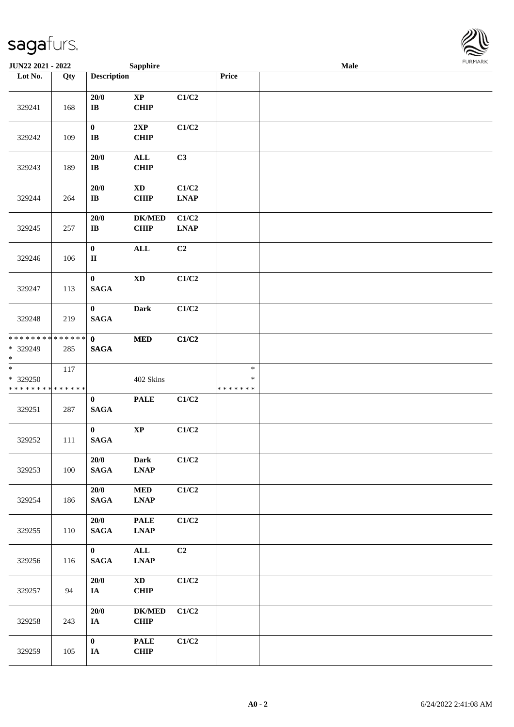| Lot No. | Qty | Description | | | Price | |
|---|---|---|---|---|---|---|
| 329241 | 168 | 20/0 IB | XP CHIP | C1/C2 | | |
| 329242 | 109 | 0 IB | 2XP CHIP | C1/C2 | | |
| 329243 | 189 | 20/0 IB | ALL CHIP | C3 | | |
| 329244 | 264 | 20/0 IB | XD CHIP | C1/C2 LNAP | | |
| 329245 | 257 | 20/0 IB | DK/MED CHIP | C1/C2 LNAP | | |
| 329246 | 106 | 0 II | ALL | C2 | | |
| 329247 | 113 | 0 SAGA | XD | C1/C2 | | |
| 329248 | 219 | 0 SAGA | Dark | C1/C2 | | |
| * * * * * * * * * * * * * * * 329249 * | 285 | 0 SAGA | MED | C1/C2 | | |
| * * 329250 * * * * * * * * * * * * * * | 117 | | 402 Skins | | * * * * * * * * * | |
| 329251 | 287 | 0 SAGA | PALE | C1/C2 | | |
| 329252 | 111 | 0 SAGA | XP | C1/C2 | | |
| 329253 | 100 | 20/0 SAGA | Dark LNAP | C1/C2 | | |
| 329254 | 186 | 20/0 SAGA | MED LNAP | C1/C2 | | |
| 329255 | 110 | 20/0 SAGA | PALE LNAP | C1/C2 | | |
| 329256 | 116 | 0 SAGA | ALL LNAP | C2 | | |
| 329257 | 94 | 20/0 IA | XD CHIP | C1/C2 | | |
| 329258 | 243 | 20/0 IA | DK/MED CHIP | C1/C2 | | |
| 329259 | 105 | 0 IA | PALE CHIP | C1/C2 | | |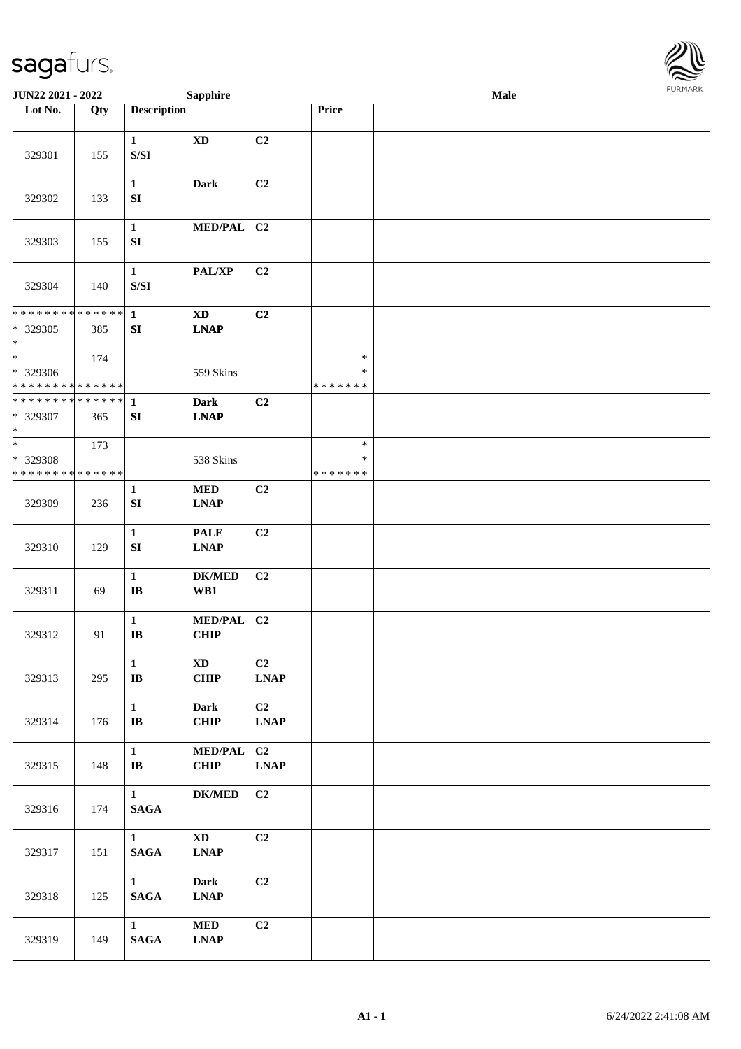JUN22 2021 - 2022 Sapphire Male

| Lot No. | Qty | Description | | | Price | |
|---|---|---|---|---|---|---|
| 329301 | 155 | 1 S/SI | XD | C2 | | |
| 329302 | 133 | 1 SI | Dark | C2 | | |
| 329303 | 155 | 1 SI | MED/PAL | C2 | | |
| 329304 | 140 | 1 S/SI | PAL/XP | C2 | | |
| ************** * 329305 * | 385 | 1 SI | XD LNAP | C2 | | |
| * * 329306 ************** | 174 | | 559 Skins | | * * ******* | |
| ************** * 329307 * | 365 | 1 SI | Dark LNAP | C2 | | |
| * * 329308 ************** | 173 | | 538 Skins | | * * ******* | |
| 329309 | 236 | 1 SI | MED LNAP | C2 | | |
| 329310 | 129 | 1 SI | PALE LNAP | C2 | | |
| 329311 | 69 | 1 IB | DK/MED WB1 | C2 | | |
| 329312 | 91 | 1 IB | MED/PAL CHIP | C2 | | |
| 329313 | 295 | 1 IB | XD CHIP | C2 LNAP | | |
| 329314 | 176 | 1 IB | Dark CHIP | C2 LNAP | | |
| 329315 | 148 | 1 IB | MED/PAL CHIP | C2 LNAP | | |
| 329316 | 174 | 1 SAGA | DK/MED | C2 | | |
| 329317 | 151 | 1 SAGA | XD LNAP | C2 | | |
| 329318 | 125 | 1 SAGA | Dark LNAP | C2 | | |
| 329319 | 149 | 1 SAGA | MED LNAP | C2 | | |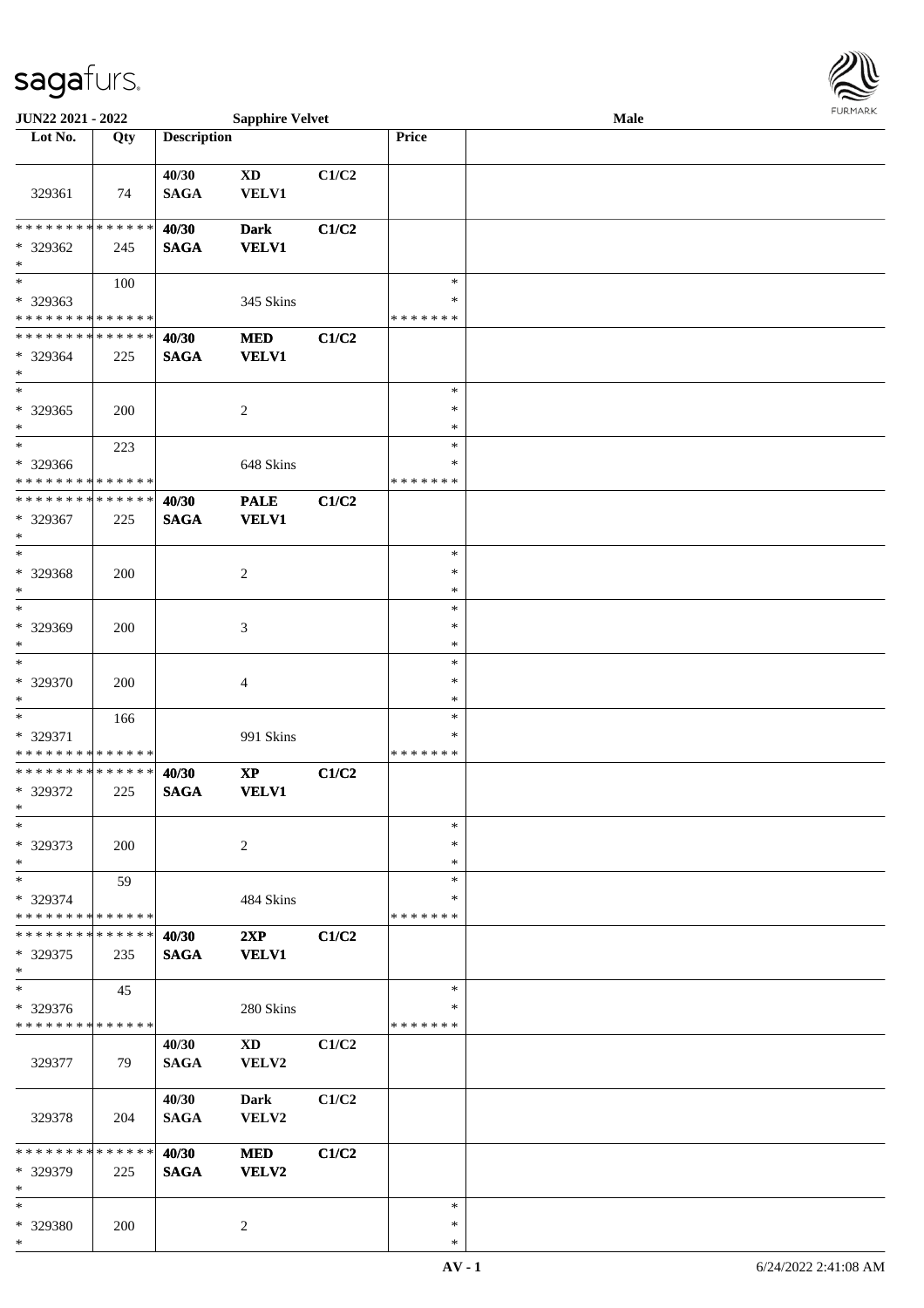| Lot No. | Qty | Description | | | Price | |
|---|---|---|---|---|---|---|
| 329361 | 74 | 40/30<br>SAGA | XD<br>VELV1 | C1/C2 | | |
| * * * * * * * * * * * * * *<br>* 329362<br>* | 245 | 40/30<br>SAGA | Dark<br>VELV1 | C1/C2 | | |
| *<br>* 329363<br>* * * * * * * * * * * * * * | 100 | | 345 Skins | | *<br>*<br>* * * * * * * | |
| * * * * * * * * * * * * * *<br>* 329364<br>* | 225 | 40/30<br>SAGA | MED<br>VELV1 | C1/C2 | | |
| *<br>* 329365<br>* | 200 | | 2 | | *<br>*<br>* | |
| *<br>* 329366<br>* * * * * * * * * * * * * * | 223 | | 648 Skins | | *<br>*<br>* * * * * * * | |
| * * * * * * * * * * * * * *<br>* 329367<br>* | 225 | 40/30<br>SAGA | PALE<br>VELV1 | C1/C2 | | |
| *<br>* 329368<br>* | 200 | | 2 | | *<br>*<br>* | |
| *<br>* 329369<br>* | 200 | | 3 | | *<br>*<br>* | |
| *<br>* 329370<br>* | 200 | | 4 | | *<br>*<br>* | |
| *<br>* 329371<br>* * * * * * * * * * * * * * | 166 | | 991 Skins | | *<br>*<br>* * * * * * * | |
| * * * * * * * * * * * * * *<br>* 329372<br>* | 225 | 40/30<br>SAGA | XP<br>VELV1 | C1/C2 | | |
| *<br>* 329373<br>* | 200 | | 2 | | *<br>*<br>* | |
| *<br>* 329374<br>* * * * * * * * * * * * * * | 59 | | 484 Skins | | *<br>*<br>* * * * * * * | |
| * * * * * * * * * * * * * *<br>* 329375<br>* | 235 | 40/30<br>SAGA | 2XP<br>VELV1 | C1/C2 | | |
| *<br>* 329376<br>* * * * * * * * * * * * * * | 45 | | 280 Skins | | *<br>*<br>* * * * * * * | |
| 329377 | 79 | 40/30<br>SAGA | XD<br>VELV2 | C1/C2 | | |
| 329378 | 204 | 40/30<br>SAGA | Dark<br>VELV2 | C1/C2 | | |
| * * * * * * * * * * * * * *<br>* 329379<br>* | 225 | 40/30<br>SAGA | MED<br>VELV2 | C1/C2 | | |
| *<br>* 329380<br>* | 200 | | 2 | | *<br>*<br>* | |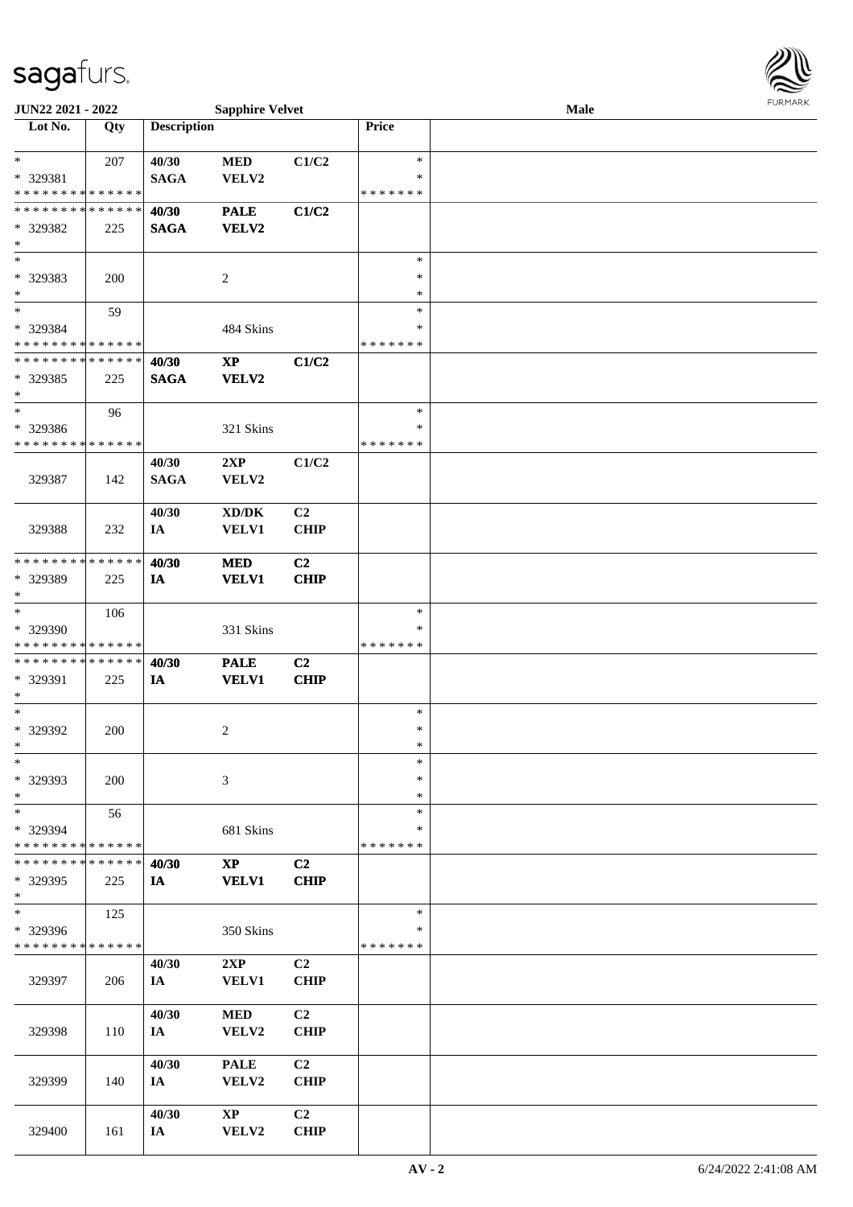JUN22 2021 - 2022 Sapphire Velvet Male

| Lot No. | Qty | Description | | | Price | |
|---|---|---|---|---|---|---|
| * | 207 | 40/30 | MED | C1/C2 | * | |
| * 329381 | | SAGA | VELV2 | | * | |
| * * * * * * * * * * * * * * | | | | | * * * * * * * | |
| * * * * * * * * * * * * * * | | 40/30 | PALE | C1/C2 | | |
| * 329382 | 225 | SAGA | VELV2 | | | |
| * | | | | | | |
| * | | | | | * | |
| * 329383 | 200 | | 2 | | * | |
| * | | | | | * | |
| * | 59 | | | | * | |
| * 329384 | | | 484 Skins | | * | |
| * * * * * * * * * * * * * * | | | | | * * * * * * * | |
| * * * * * * * * * * * * * * | | 40/30 | XP | C1/C2 | | |
| * 329385 | 225 | SAGA | VELV2 | | | |
| * | | | | | | |
| * | 96 | | | | * | |
| * 329386 | | | 321 Skins | | * | |
| * * * * * * * * * * * * * * | | | | | * * * * * * * | |
| 329387 | 142 | 40/30 SAGA | 2XP VELV2 | C1/C2 | | |
| 329388 | 232 | 40/30 IA | XD/DK VELV1 | C2 CHIP | | |
| * * * * * * * * * * * * * * | | 40/30 | MED | C2 | | |
| * 329389 | 225 | IA | VELV1 | CHIP | | |
| * | | | | | | |
| * | 106 | | | | * | |
| * 329390 | | | 331 Skins | | * | |
| * * * * * * * * * * * * * * | | | | | * * * * * * * | |
| * * * * * * * * * * * * * * | | 40/30 | PALE | C2 | | |
| * 329391 | 225 | IA | VELV1 | CHIP | | |
| * | | | | | | |
| * | | | | | * | |
| * 329392 | 200 | | 2 | | * | |
| * | | | | | * | |
| * | | | | | * | |
| * 329393 | 200 | | 3 | | * | |
| * | | | | | * | |
| * | 56 | | | | * | |
| * 329394 | | | 681 Skins | | * | |
| * * * * * * * * * * * * * * | | | | | * * * * * * * | |
| * * * * * * * * * * * * * * | | 40/30 | XP | C2 | | |
| * 329395 | 225 | IA | VELV1 | CHIP | | |
| * | | | | | | |
| * | 125 | | | | * | |
| * 329396 | | | 350 Skins | | * | |
| * * * * * * * * * * * * * * | | | | | * * * * * * * | |
| 329397 | 206 | 40/30 IA | 2XP VELV1 | C2 CHIP | | |
| 329398 | 110 | 40/30 IA | MED VELV2 | C2 CHIP | | |
| 329399 | 140 | 40/30 IA | PALE VELV2 | C2 CHIP | | |
| 329400 | 161 | 40/30 IA | XP VELV2 | C2 CHIP | | |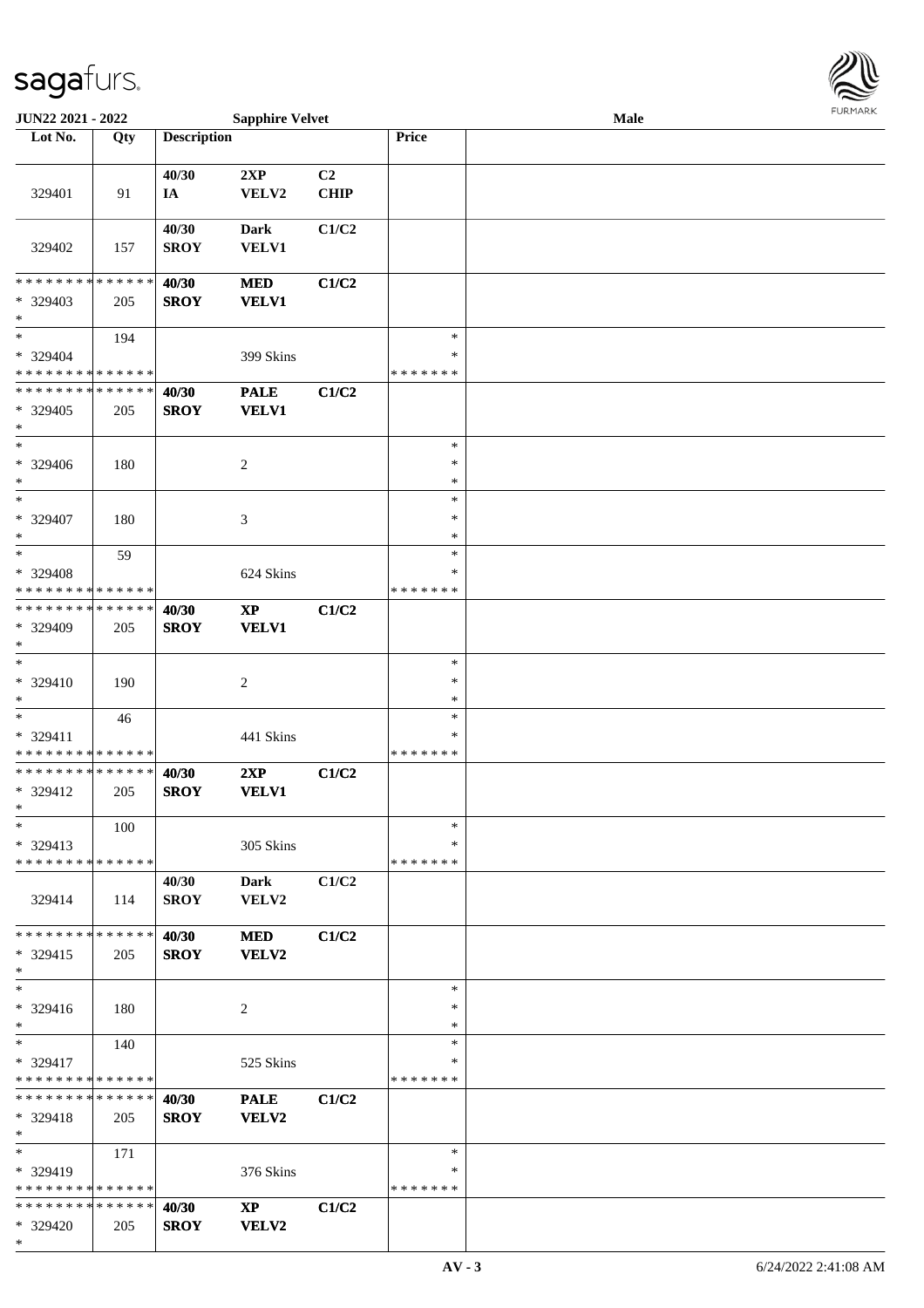**JUN22 2021 - 2022** **Sapphire Velvet** **Male**

| Lot No. | Qty | Description | | | Price | |
|---|---|---|---|---|---|---|
| 329401 | 91 | 40/30 IA | 2XP VELV2 | C2 CHIP | | |
| 329402 | 157 | 40/30 SROY | Dark VELV1 | C1/C2 | | |
| * * * * * * * * * * * * * * * 329403 * | 205 | 40/30 SROY | MED VELV1 | C1/C2 | | |
| * * 329404 * * * * * * * * * * * * * * | 194 | | 399 Skins | | * * * * * * * * * | |
| * * * * * * * * * * * * * * * 329405 * | 205 | 40/30 SROY | PALE VELV1 | C1/C2 | | |
| * * 329406 * | 180 | | 2 | | * * * | |
| * * 329407 * | 180 | | 3 | | * * * | |
| * * 329408 * * * * * * * * * * * * * * | 59 | | 624 Skins | | * * * * * * * * * | |
| * * * * * * * * * * * * * * * 329409 * | 205 | 40/30 SROY | XP VELV1 | C1/C2 | | |
| * * 329410 * | 190 | | 2 | | * * * | |
| * * 329411 * * * * * * * * * * * * * * | 46 | | 441 Skins | | * * * * * * * * * | |
| * * * * * * * * * * * * * * * 329412 * | 205 | 40/30 SROY | 2XP VELV1 | C1/C2 | | |
| * * 329413 * * * * * * * * * * * * * * | 100 | | 305 Skins | | * * * * * * * * * | |
| 329414 | 114 | 40/30 SROY | Dark VELV2 | C1/C2 | | |
| * * * * * * * * * * * * * * * 329415 * | 205 | 40/30 SROY | MED VELV2 | C1/C2 | | |
| * * 329416 * | 180 | | 2 | | * * * | |
| * * 329417 * * * * * * * * * * * * * * | 140 | | 525 Skins | | * * * * * * * * * | |
| * * * * * * * * * * * * * * * 329418 * | 205 | 40/30 SROY | PALE VELV2 | C1/C2 | | |
| * * 329419 * * * * * * * * * * * * * * | 171 | | 376 Skins | | * * * * * * * * * | |
| * * * * * * * * * * * * * * * 329420 * | 205 | 40/30 SROY | XP VELV2 | C1/C2 | | |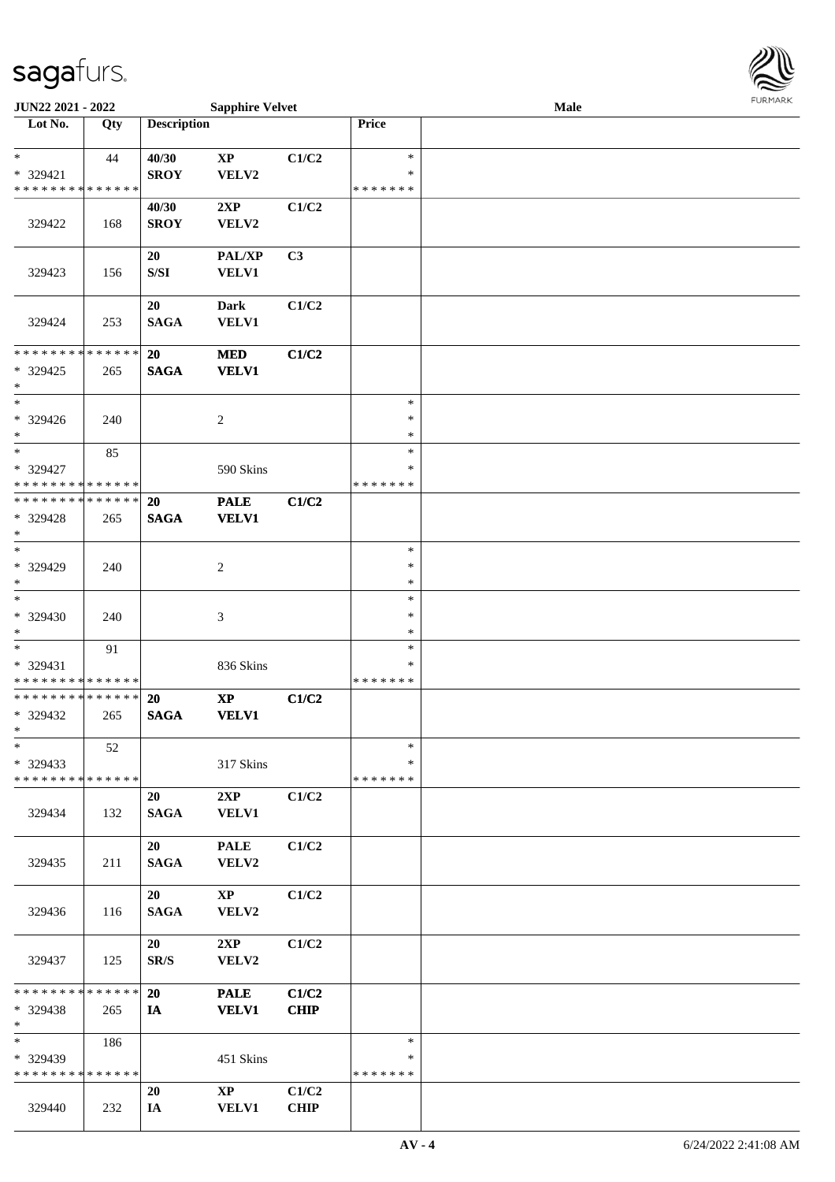JUN22 2021 - 2022 | Sapphire Velvet | Male

| Lot No. | Qty | Description | | | Price | |
|---|---|---|---|---|---|---|
| * | 44 | 40/30 | XP | C1/C2 | * | |
| * 329421 | | SROY | VELV2 | | * | |
| * * * * * * * * * * * * * * | | | | | * * * * * * * | |
| 329422 | 168 | 40/30 SROY | 2XP VELV2 | C1/C2 | | |
| 329423 | 156 | 20 S/SI | PAL/XP VELV1 | C3 | | |
| 329424 | 253 | 20 SAGA | Dark VELV1 | C1/C2 | | |
| * * * * * * * * * * * * * * | | 20 | MED | C1/C2 | | |
| * 329425 | 265 | SAGA | VELV1 | | | |
| * | | | | | | |
| * | | | | | * | |
| * 329426 | 240 | | 2 | | * | |
| * | | | | | * | |
| * | 85 | | | | * | |
| * 329427 | | | 590 Skins | | * | |
| * * * * * * * * * * * * * * | | | | | * * * * * * * | |
| * * * * * * * * * * * * * * | | 20 | PALE | C1/C2 | | |
| * 329428 | 265 | SAGA | VELV1 | | | |
| * | | | | | | |
| * | | | | | * | |
| * 329429 | 240 | | 2 | | * | |
| * | | | | | * | |
| * | | | | | * | |
| * 329430 | 240 | | 3 | | * | |
| * | | | | | * | |
| * | 91 | | | | * | |
| * 329431 | | | 836 Skins | | * | |
| * * * * * * * * * * * * * * | | | | | * * * * * * * | |
| * * * * * * * * * * * * * * | | 20 | XP | C1/C2 | | |
| * 329432 | 265 | SAGA | VELV1 | | | |
| * | | | | | | |
| * | 52 | | | | * | |
| * 329433 | | | 317 Skins | | * | |
| * * * * * * * * * * * * * * | | | | | * * * * * * * | |
| 329434 | 132 | 20 SAGA | 2XP VELV1 | C1/C2 | | |
| 329435 | 211 | 20 SAGA | PALE VELV2 | C1/C2 | | |
| 329436 | 116 | 20 SAGA | XP VELV2 | C1/C2 | | |
| 329437 | 125 | 20 SR/S | 2XP VELV2 | C1/C2 | | |
| * * * * * * * * * * * * * * | | 20 | PALE | C1/C2 | | |
| * 329438 | 265 | IA | VELV1 | CHIP | | |
| * | | | | | | |
| * | 186 | | | | * | |
| * 329439 | | | 451 Skins | | * | |
| * * * * * * * * * * * * * * | | | | | * * * * * * * | |
| 329440 | 232 | 20 IA | XP VELV1 | C1/C2 CHIP | | |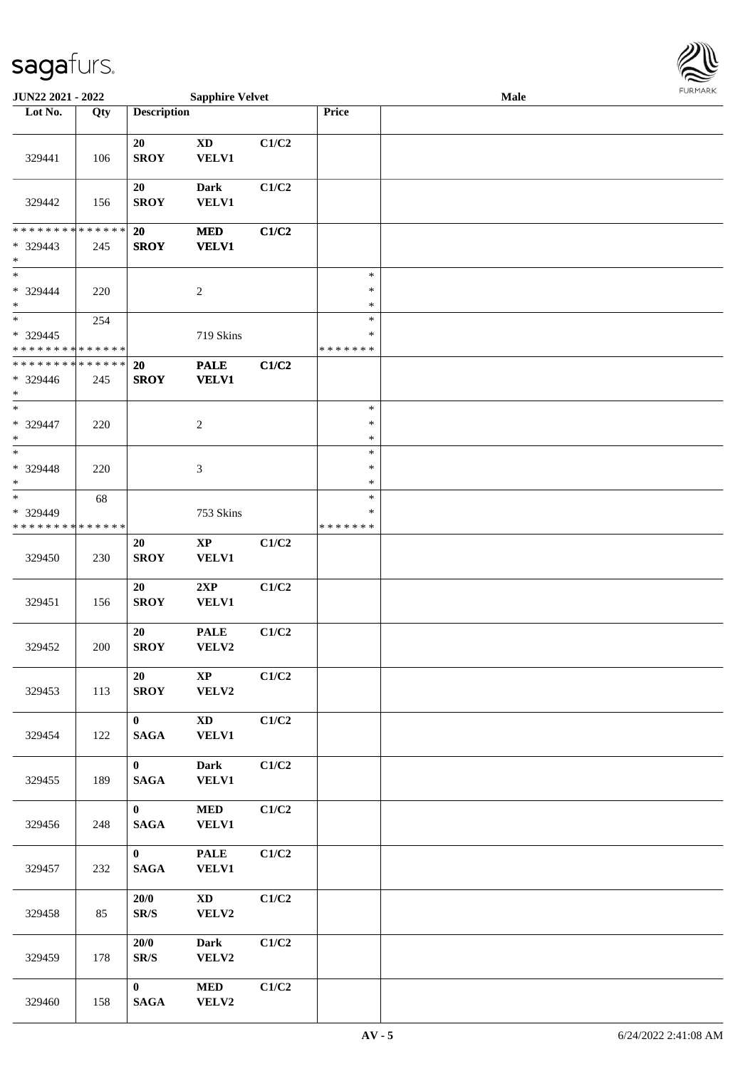JUN22 2021 - 2022 Sapphire Velvet Male

| Lot No. | Qty | Description | | | Price | |
|---|---|---|---|---|---|---|
| 329441 | 106 | 20 SROY | XD VELV1 | C1/C2 | | |
| 329442 | 156 | 20 SROY | Dark VELV1 | C1/C2 | | |
| * * * * * * * * * * * * * * * 329443 * | 245 | 20 SROY | MED VELV1 | C1/C2 | | |
| * * 329444 * | 220 | | 2 | | * * * | |
| * * 329445 * * * * * * * * * * * * * * | 254 | | 719 Skins | | * * * * * * * * * | |
| * * * * * * * * * * * * * * * 329446 * | 245 | 20 SROY | PALE VELV1 | C1/C2 | | |
| * * 329447 * | 220 | | 2 | | * * * | |
| * * 329448 * | 220 | | 3 | | * * * | |
| * * 329449 * * * * * * * * * * * * * * | 68 | | 753 Skins | | * * * * * * * * * | |
| 329450 | 230 | 20 SROY | XP VELV1 | C1/C2 | | |
| 329451 | 156 | 20 SROY | 2XP VELV1 | C1/C2 | | |
| 329452 | 200 | 20 SROY | PALE VELV2 | C1/C2 | | |
| 329453 | 113 | 20 SROY | XP VELV2 | C1/C2 | | |
| 329454 | 122 | 0 SAGA | XD VELV1 | C1/C2 | | |
| 329455 | 189 | 0 SAGA | Dark VELV1 | C1/C2 | | |
| 329456 | 248 | 0 SAGA | MED VELV1 | C1/C2 | | |
| 329457 | 232 | 0 SAGA | PALE VELV1 | C1/C2 | | |
| 329458 | 85 | 20/0 SR/S | XD VELV2 | C1/C2 | | |
| 329459 | 178 | 20/0 SR/S | Dark VELV2 | C1/C2 | | |
| 329460 | 158 | 0 SAGA | MED VELV2 | C1/C2 | | |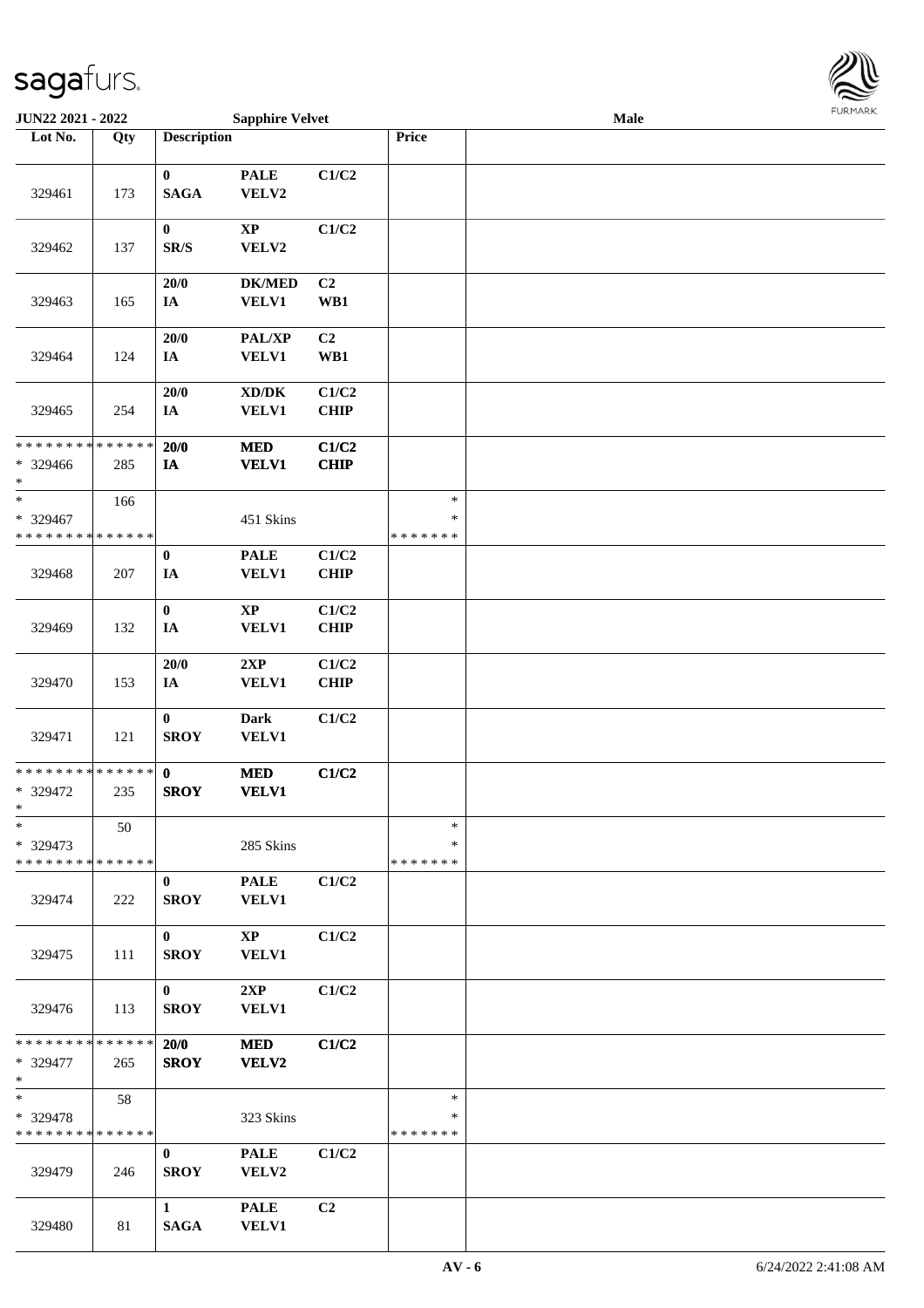JUN22 2021 - 2022 | Sapphire Velvet | Male

| Lot No. | Qty | Description | | | Price | |
|---|---|---|---|---|---|---|
| 329461 | 173 | 0 SAGA | PALE VELV2 | C1/C2 | | |
| 329462 | 137 | 0 SR/S | XP VELV2 | C1/C2 | | |
| 329463 | 165 | 20/0 IA | DK/MED VELV1 | C2 WB1 | | |
| 329464 | 124 | 20/0 IA | PAL/XP VELV1 | C2 WB1 | | |
| 329465 | 254 | 20/0 IA | XD/DK VELV1 | C1/C2 CHIP | | |
| * * * * * * * * * * * * * * <br>* 329466<br>* | 285 | **20/0 IA** | **MED VELV1** | **C1/C2 CHIP** | | |
| *<br>* 329467<br>* * * * * * * * * * * * * * | 166 | | 451 Skins | | *<br>*<br>* * * * * * * | |
| 329468 | 207 | 0 IA | PALE VELV1 | C1/C2 CHIP | | |
| 329469 | 132 | 0 IA | XP VELV1 | C1/C2 CHIP | | |
| 329470 | 153 | 20/0 IA | 2XP VELV1 | C1/C2 CHIP | | |
| 329471 | 121 | 0 SROY | Dark VELV1 | C1/C2 | | |
| * * * * * * * * * * * * * * <br>* 329472<br>* | 235 | **0 SROY** | **MED VELV1** | **C1/C2** | | |
| *<br>* 329473<br>* * * * * * * * * * * * * * | 50 | | 285 Skins | | *<br>*<br>* * * * * * * | |
| 329474 | 222 | 0 SROY | PALE VELV1 | C1/C2 | | |
| 329475 | 111 | 0 SROY | XP VELV1 | C1/C2 | | |
| 329476 | 113 | 0 SROY | 2XP VELV1 | C1/C2 | | |
| * * * * * * * * * * * * * * <br>* 329477<br>* | 265 | **20/0 SROY** | **MED VELV2** | **C1/C2** | | |
| *<br>* 329478<br>* * * * * * * * * * * * * * | 58 | | 323 Skins | | *<br>*<br>* * * * * * * | |
| 329479 | 246 | 0 SROY | PALE VELV2 | C1/C2 | | |
| 329480 | 81 | 1 SAGA | PALE VELV1 | C2 | | |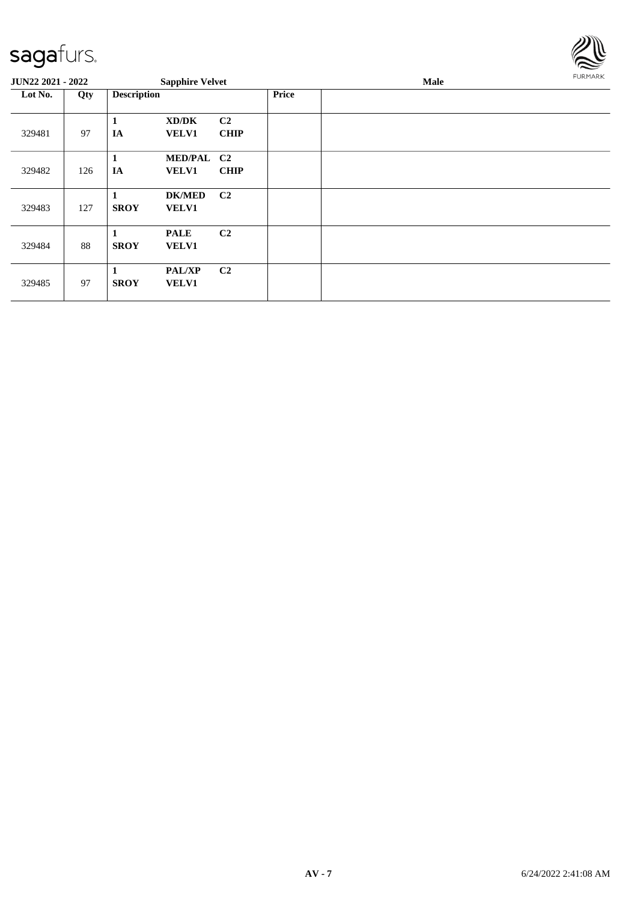sagafurs.

JUN22 2021 - 2022 | Sapphire Velvet | Male

| Lot No. | Qty | Description | | | Price | |
|---|---|---|---|---|---|---|
| 329481 | 97 | 1<br>IA | XD/DK<br>VELV1 | C2<br>CHIP | | |
| 329482 | 126 | 1<br>IA | MED/PAL<br>VELV1 | C2<br>CHIP | | |
| 329483 | 127 | 1<br>SROY | DK/MED<br>VELV1 | C2 | | |
| 329484 | 88 | 1<br>SROY | PALE<br>VELV1 | C2 | | |
| 329485 | 97 | 1<br>SROY | PAL/XP<br>VELV1 | C2 | | |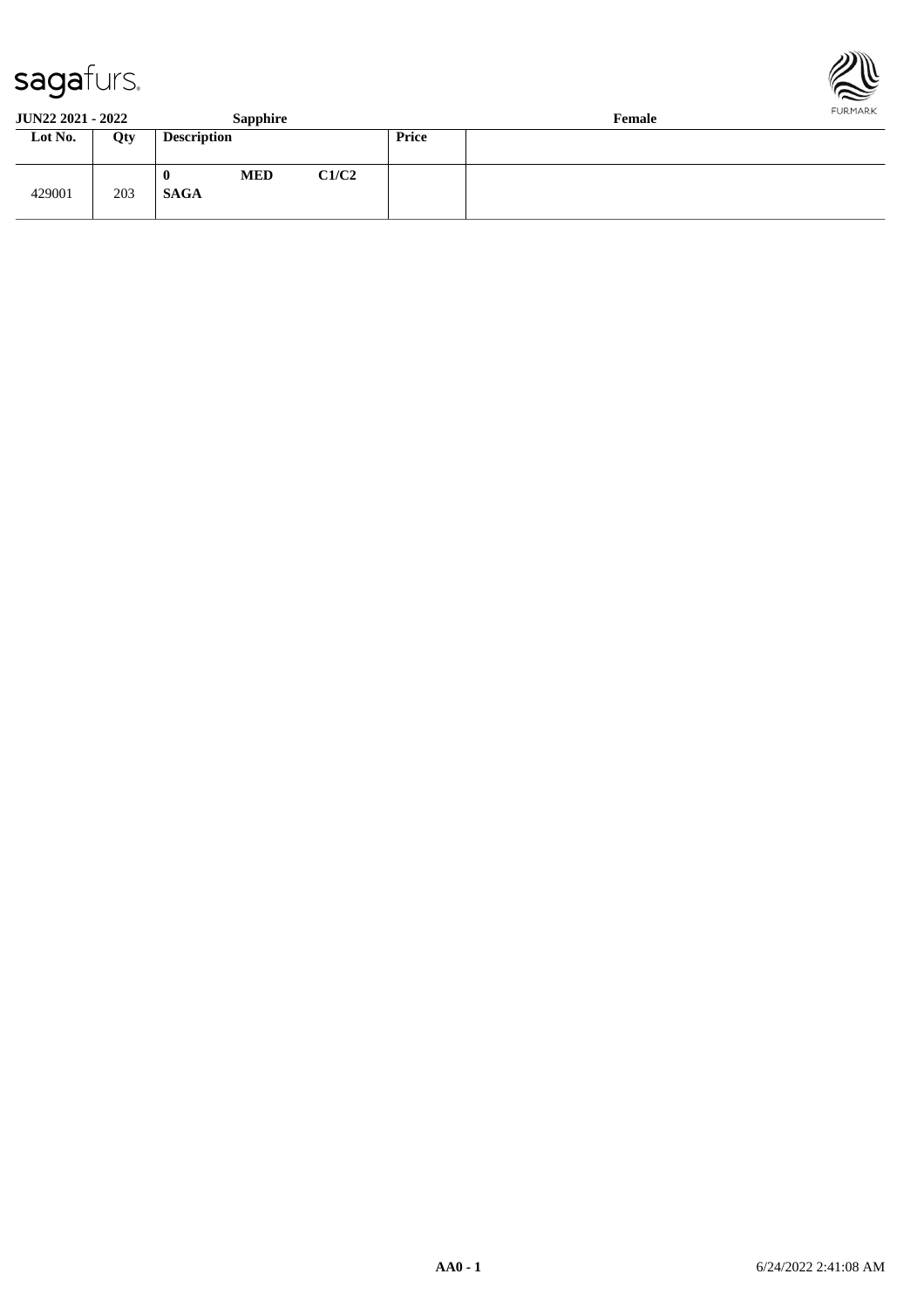**JUN22 2021 - 2022** **Sapphire** **Female**

| Lot No. | Qty | Description | Price | |
|---|---|---|---|---|
| 429001 | 203 | **0** **MED** **C1/C2** **SAGA** | | |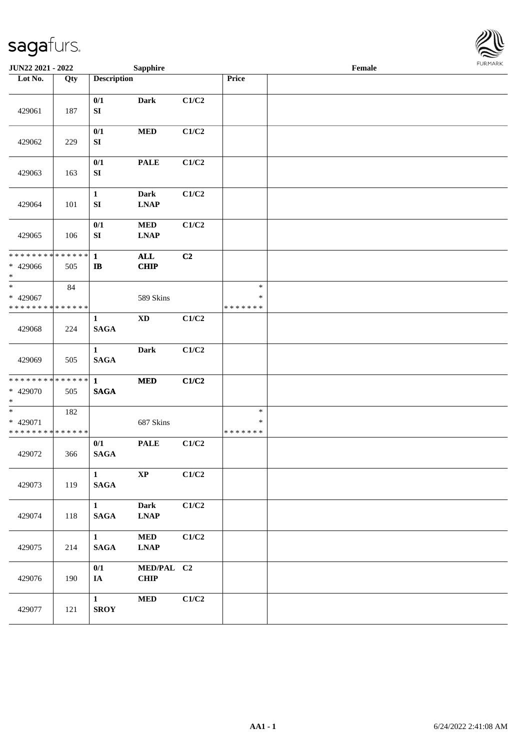JUN22 2021 - 2022 Sapphire Female

| Lot No. | Qty | Description | | | Price | |
|---|---|---|---|---|---|---|
| 429061 | 187 | 0/1 SI | Dark | C1/C2 | | |
| 429062 | 229 | 0/1 SI | MED | C1/C2 | | |
| 429063 | 163 | 0/1 SI | PALE | C1/C2 | | |
| 429064 | 101 | 1 SI | Dark LNAP | C1/C2 | | |
| 429065 | 106 | 0/1 SI | MED LNAP | C1/C2 | | |
| * * * * * * * * * * * * * * * 429066 * | 505 | 1 IB | ALL CHIP | C2 | | |
| * * 429067 * * * * * * * * * * * * * * | 84 | | 589 Skins | | * * * * * * * * * | |
| 429068 | 224 | 1 SAGA | XD | C1/C2 | | |
| 429069 | 505 | 1 SAGA | Dark | C1/C2 | | |
| * * * * * * * * * * * * * * * 429070 * | 505 | 1 SAGA | MED | C1/C2 | | |
| * * 429071 * * * * * * * * * * * * * * | 182 | | 687 Skins | | * * * * * * * * * | |
| 429072 | 366 | 0/1 SAGA | PALE | C1/C2 | | |
| 429073 | 119 | 1 SAGA | XP | C1/C2 | | |
| 429074 | 118 | 1 SAGA | Dark LNAP | C1/C2 | | |
| 429075 | 214 | 1 SAGA | MED LNAP | C1/C2 | | |
| 429076 | 190 | 0/1 IA | MED/PAL CHIP | C2 | | |
| 429077 | 121 | 1 SROY | MED | C1/C2 | | |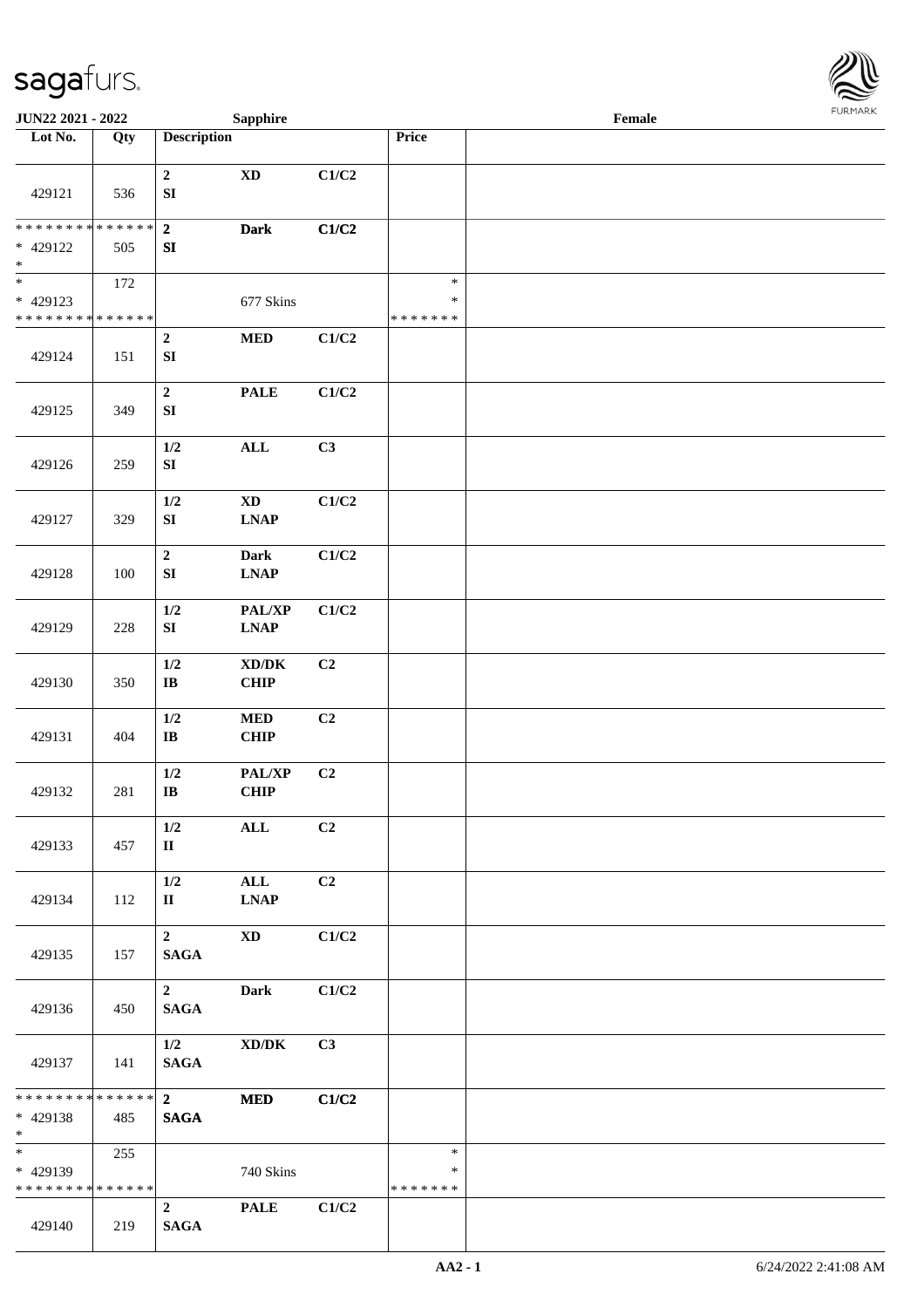JUN22 2021 - 2022 | Sapphire | Female

| Lot No. | Qty | Description | | | Price | |
|---|---|---|---|---|---|---|
| 429121 | 536 | **2** **SI** | **XD** | **C1/C2** | | |
| * * * * * * * * * * * * * * * 429122 * | 505 | **2** **SI** | **Dark** | **C1/C2** | | |
| * * 429123 * * * * * * * * * * * * * * | 172 | | 677 Skins | | * * * * * * * * * | |
| 429124 | 151 | **2** **SI** | **MED** | **C1/C2** | | |
| 429125 | 349 | **2** **SI** | **PALE** | **C1/C2** | | |
| 429126 | 259 | **1/2** **SI** | **ALL** | **C3** | | |
| 429127 | 329 | **1/2** **SI** | **XD** **LNAP** | **C1/C2** | | |
| 429128 | 100 | **2** **SI** | **Dark** **LNAP** | **C1/C2** | | |
| 429129 | 228 | **1/2** **SI** | **PAL/XP** **LNAP** | **C1/C2** | | |
| 429130 | 350 | **1/2** **IB** | **XD/DK** **CHIP** | **C2** | | |
| 429131 | 404 | **1/2** **IB** | **MED** **CHIP** | **C2** | | |
| 429132 | 281 | **1/2** **IB** | **PAL/XP** **CHIP** | **C2** | | |
| 429133 | 457 | **1/2** **II** | **ALL** | **C2** | | |
| 429134 | 112 | **1/2** **II** | **ALL** **LNAP** | **C2** | | |
| 429135 | 157 | **2** **SAGA** | **XD** | **C1/C2** | | |
| 429136 | 450 | **2** **SAGA** | **Dark** | **C1/C2** | | |
| 429137 | 141 | **1/2** **SAGA** | **XD/DK** | **C3** | | |
| * * * * * * * * * * * * * * * 429138 * | 485 | **2** **SAGA** | **MED** | **C1/C2** | | |
| * * 429139 * * * * * * * * * * * * * * | 255 | | 740 Skins | | * * * * * * * * * | |
| 429140 | 219 | **2** **SAGA** | **PALE** | **C1/C2** | | |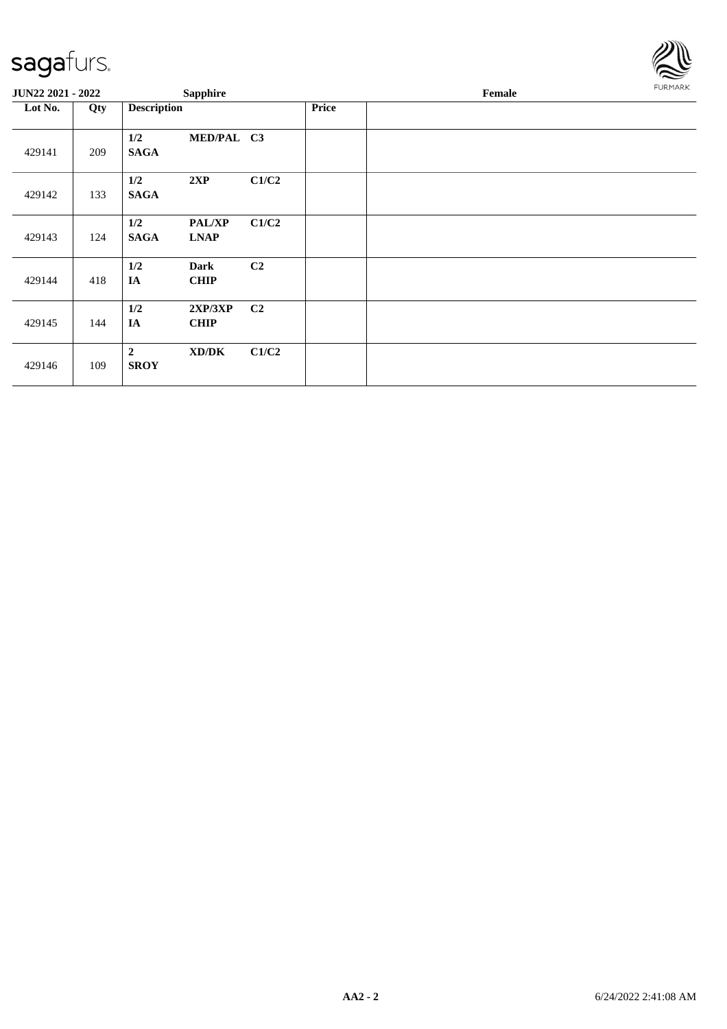| JUN22 2021 - 2022 | | Sapphire | | | | Female |
|---|---|---|---|---|---|---|
| **Lot No.** | **Qty** | **Description** | | | **Price** | |
| 429141 | 209 | **1/2 SAGA** | **MED/PAL** | **C3** | | |
| 429142 | 133 | **1/2 SAGA** | **2XP** | **C1/C2** | | |
| 429143 | 124 | **1/2 SAGA** | **PAL/XP LNAP** | **C1/C2** | | |
| 429144 | 418 | **1/2 IA** | **Dark CHIP** | **C2** | | |
| 429145 | 144 | **1/2 IA** | **2XP/3XP CHIP** | **C2** | | |
| 429146 | 109 | **2 SROY** | **XD/DK** | **C1/C2** | | |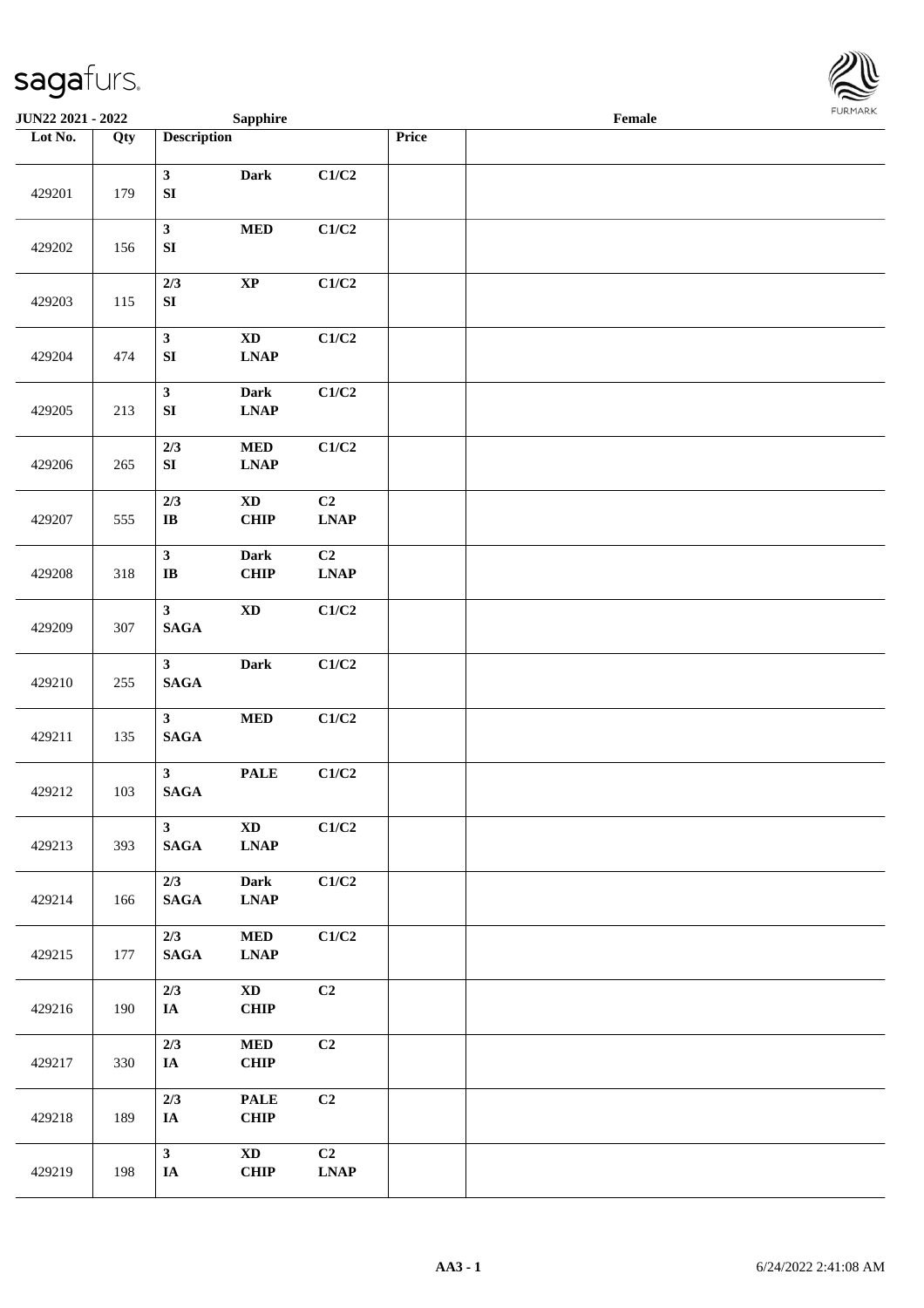JUN22 2021 - 2022 Sapphire Female

| Lot No. | Qty | Description | | | Price | |
|---|---|---|---|---|---|---|
| 429201 | 179 | 3<br>SI | Dark | C1/C2 | | |
| 429202 | 156 | 3<br>SI | MED | C1/C2 | | |
| 429203 | 115 | 2/3<br>SI | XP | C1/C2 | | |
| 429204 | 474 | 3<br>SI | XD<br>LNAP | C1/C2 | | |
| 429205 | 213 | 3<br>SI | Dark<br>LNAP | C1/C2 | | |
| 429206 | 265 | 2/3<br>SI | MED<br>LNAP | C1/C2 | | |
| 429207 | 555 | 2/3<br>IB | XD<br>CHIP | C2<br>LNAP | | |
| 429208 | 318 | 3<br>IB | Dark<br>CHIP | C2<br>LNAP | | |
| 429209 | 307 | 3<br>SAGA | XD | C1/C2 | | |
| 429210 | 255 | 3<br>SAGA | Dark | C1/C2 | | |
| 429211 | 135 | 3<br>SAGA | MED | C1/C2 | | |
| 429212 | 103 | 3<br>SAGA | PALE | C1/C2 | | |
| 429213 | 393 | 3<br>SAGA | XD<br>LNAP | C1/C2 | | |
| 429214 | 166 | 2/3<br>SAGA | Dark<br>LNAP | C1/C2 | | |
| 429215 | 177 | 2/3<br>SAGA | MED<br>LNAP | C1/C2 | | |
| 429216 | 190 | 2/3<br>IA | XD<br>CHIP | C2 | | |
| 429217 | 330 | 2/3<br>IA | MED<br>CHIP | C2 | | |
| 429218 | 189 | 2/3<br>IA | PALE<br>CHIP | C2 | | |
| 429219 | 198 | 3<br>IA | XD<br>CHIP | C2<br>LNAP | | |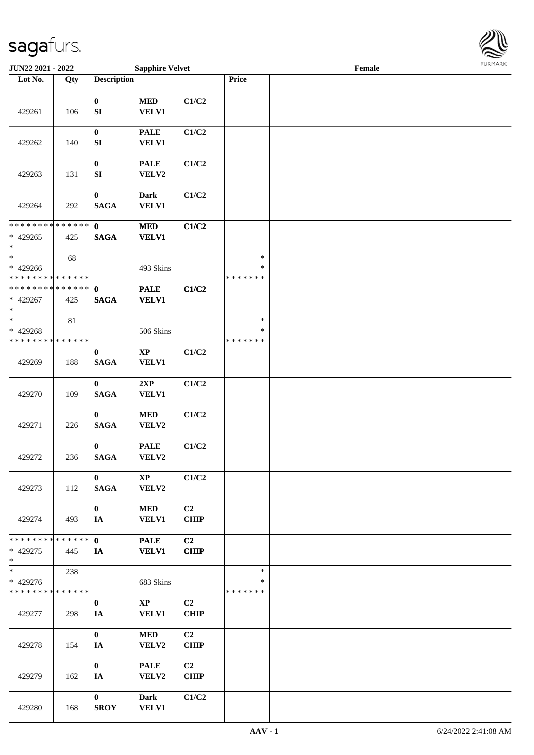JUN22 2021 - 2022 Sapphire Velvet Female

| Lot No. | Qty | Description | | | Price | |
|---|---|---|---|---|---|---|
| 429261 | 106 | 0 SI | MED VELV1 | C1/C2 | | |
| 429262 | 140 | 0 SI | PALE VELV1 | C1/C2 | | |
| 429263 | 131 | 0 SI | PALE VELV2 | C1/C2 | | |
| 429264 | 292 | 0 SAGA | Dark VELV1 | C1/C2 | | |
| * * * * * * * * * * * * * * * 429265 * | 425 | 0 SAGA | MED VELV1 | C1/C2 | | |
| * * 429266 * * * * * * * * * * * * * * | 68 | | 493 Skins | | * * * * * * * * * | |
| * * * * * * * * * * * * * * * 429267 * | 425 | 0 SAGA | PALE VELV1 | C1/C2 | | |
| * * 429268 * * * * * * * * * * * * * * | 81 | | 506 Skins | | * * * * * * * * * | |
| 429269 | 188 | 0 SAGA | XP VELV1 | C1/C2 | | |
| 429270 | 109 | 0 SAGA | 2XP VELV1 | C1/C2 | | |
| 429271 | 226 | 0 SAGA | MED VELV2 | C1/C2 | | |
| 429272 | 236 | 0 SAGA | PALE VELV2 | C1/C2 | | |
| 429273 | 112 | 0 SAGA | XP VELV2 | C1/C2 | | |
| 429274 | 493 | 0 IA | MED VELV1 | C2 CHIP | | |
| * * * * * * * * * * * * * * * 429275 * | 445 | 0 IA | PALE VELV1 | C2 CHIP | | |
| * * 429276 * * * * * * * * * * * * * * | 238 | | 683 Skins | | * * * * * * * * * | |
| 429277 | 298 | 0 IA | XP VELV1 | C2 CHIP | | |
| 429278 | 154 | 0 IA | MED VELV2 | C2 CHIP | | |
| 429279 | 162 | 0 IA | PALE VELV2 | C2 CHIP | | |
| 429280 | 168 | 0 SROY | Dark VELV1 | C1/C2 | | |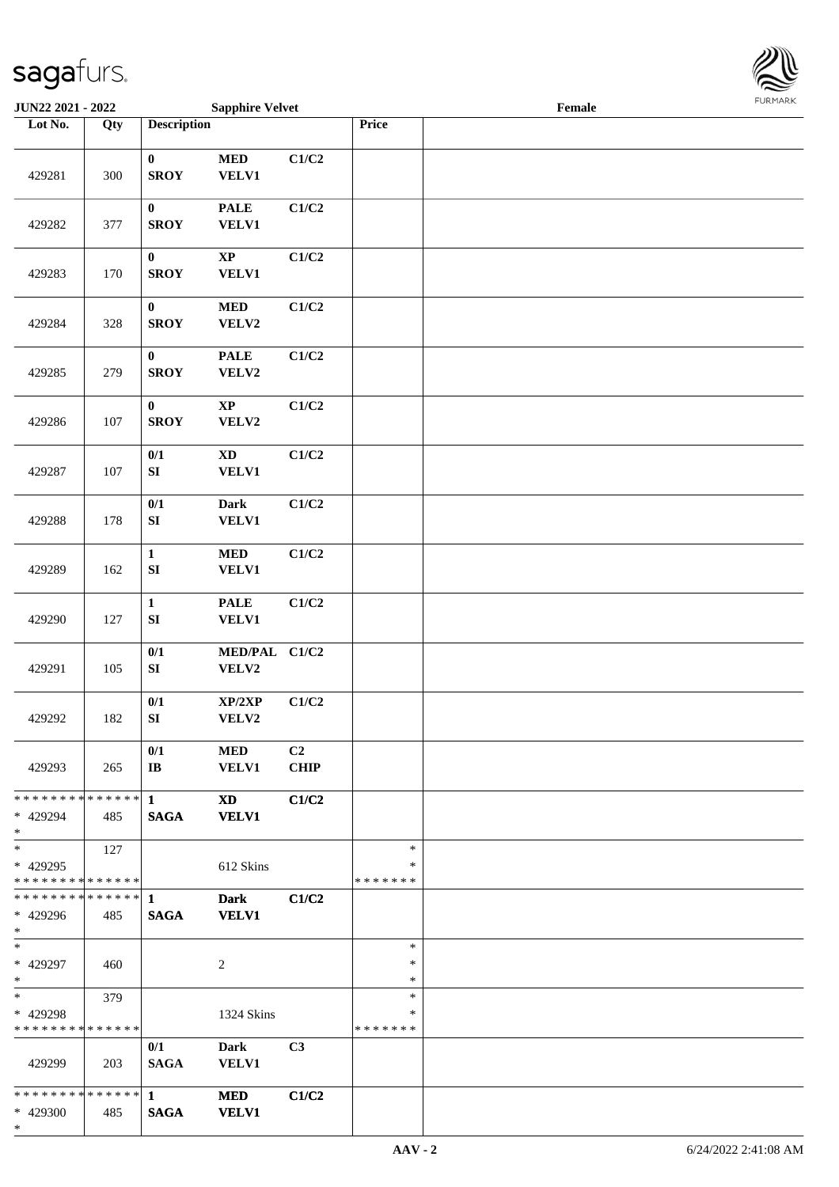| Lot No. | Qty | Description | | | Price | |
|---|---|---|---|---|---|---|
| 429281 | 300 | 0 SROY | MED VELV1 | C1/C2 | | |
| 429282 | 377 | 0 SROY | PALE VELV1 | C1/C2 | | |
| 429283 | 170 | 0 SROY | XP VELV1 | C1/C2 | | |
| 429284 | 328 | 0 SROY | MED VELV2 | C1/C2 | | |
| 429285 | 279 | 0 SROY | PALE VELV2 | C1/C2 | | |
| 429286 | 107 | 0 SROY | XP VELV2 | C1/C2 | | |
| 429287 | 107 | 0/1 SI | XD VELV1 | C1/C2 | | |
| 429288 | 178 | 0/1 SI | Dark VELV1 | C1/C2 | | |
| 429289 | 162 | 1 SI | MED VELV1 | C1/C2 | | |
| 429290 | 127 | 1 SI | PALE VELV1 | C1/C2 | | |
| 429291 | 105 | 0/1 SI | MED/PAL VELV2 | C1/C2 | | |
| 429292 | 182 | 0/1 SI | XP/2XP VELV2 | C1/C2 | | |
| 429293 | 265 | 0/1 IB | MED VELV1 | C2 CHIP | | |
| ************** * 429294 * | 485 | 1 SAGA | XD VELV1 | C1/C2 | | |
| * * 429295 ************** | 127 | | 612 Skins | | * * ******* | |
| ************** * 429296 * | 485 | 1 SAGA | Dark VELV1 | C1/C2 | | |
| * * 429297 * | 460 | | 2 | | * * * | |
| * * 429298 ************** | 379 | | 1324 Skins | | * * ******* | |
| 429299 | 203 | 0/1 SAGA | Dark VELV1 | C3 | | |
| ************** * 429300 * | 485 | 1 SAGA | MED VELV1 | C1/C2 | | |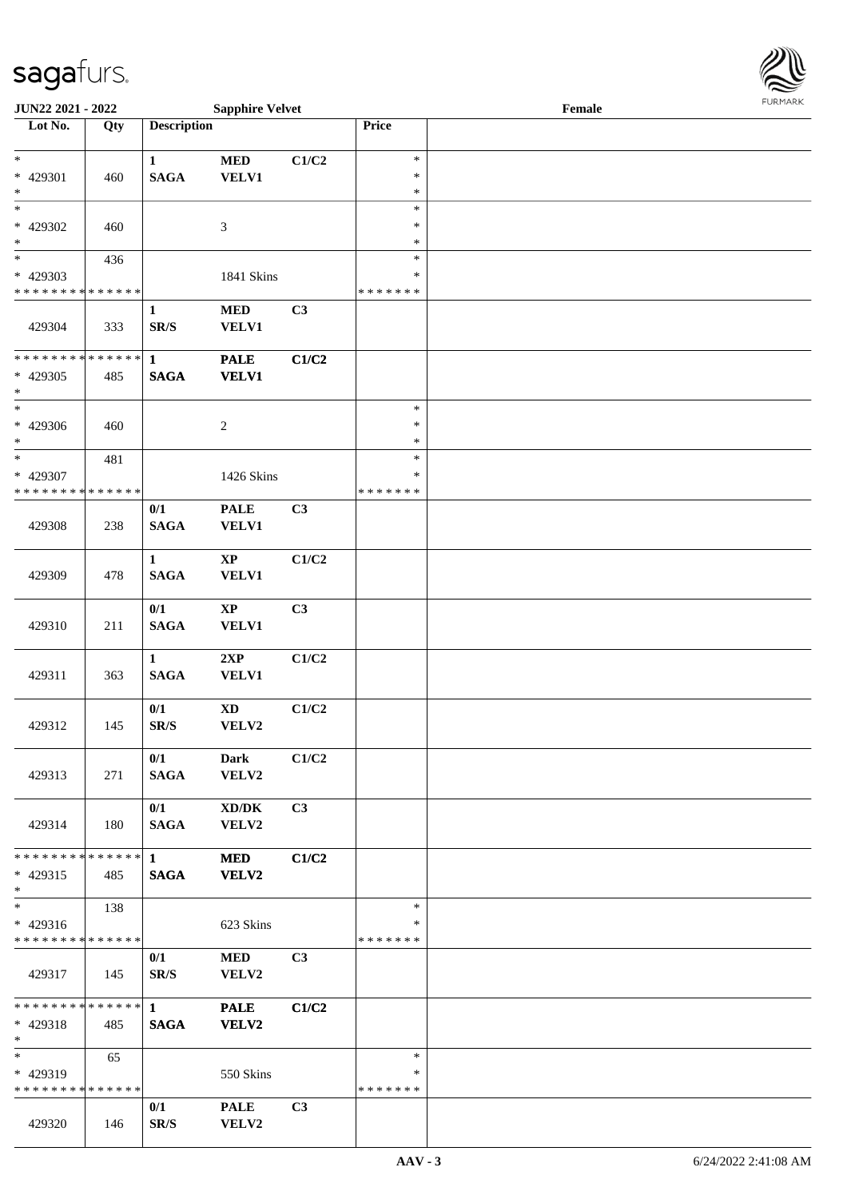**JUN22 2021 - 2022** **Sapphire Velvet** **Female**

| Lot No. | Qty | Description | | | Price | |
|---|---|---|---|---|---|---|
| * | | 1 | MED | C1/C2 | * | |
| * 429301 | 460 | SAGA | VELV1 | | * | |
| * | | | | | * | |
| * | | | | | * | |
| * 429302 | 460 | | 3 | | * | |
| * | | | | | * | |
| * | 436 | | | | * | |
| * 429303 | | | 1841 Skins | | * | |
| * * * * * * * * * * * * * * | | | | | * * * * * * * | |
| 429304 | 333 | 1<br>SR/S | MED<br>VELV1 | C3 | | |
| * * * * * * * * * * * * * * | | 1 | PALE | C1/C2 | | |
| * 429305 | 485 | SAGA | VELV1 | | | |
| * | | | | | | |
| * | | | | | * | |
| * 429306 | 460 | | 2 | | * | |
| * | | | | | * | |
| * | 481 | | | | * | |
| * 429307 | | | 1426 Skins | | * | |
| * * * * * * * * * * * * * * | | | | | * * * * * * * | |
| 429308 | 238 | 0/1<br>SAGA | PALE<br>VELV1 | C3 | | |
| 429309 | 478 | 1<br>SAGA | XP<br>VELV1 | C1/C2 | | |
| 429310 | 211 | 0/1<br>SAGA | XP<br>VELV1 | C3 | | |
| 429311 | 363 | 1<br>SAGA | 2XP<br>VELV1 | C1/C2 | | |
| 429312 | 145 | 0/1<br>SR/S | XD<br>VELV2 | C1/C2 | | |
| 429313 | 271 | 0/1<br>SAGA | Dark<br>VELV2 | C1/C2 | | |
| 429314 | 180 | 0/1<br>SAGA | XD/DK<br>VELV2 | C3 | | |
| * * * * * * * * * * * * * * | | 1 | MED | C1/C2 | | |
| * 429315 | 485 | SAGA | VELV2 | | | |
| * | | | | | | |
| * | 138 | | | | * | |
| * 429316 | | | 623 Skins | | * | |
| * * * * * * * * * * * * * * | | | | | * * * * * * * | |
| 429317 | 145 | 0/1<br>SR/S | MED<br>VELV2 | C3 | | |
| * * * * * * * * * * * * * * | | 1 | PALE | C1/C2 | | |
| * 429318 | 485 | SAGA | VELV2 | | | |
| * | | | | | | |
| * | 65 | | | | * | |
| * 429319 | | | 550 Skins | | * | |
| * * * * * * * * * * * * * * | | | | | * * * * * * * | |
| 429320 | 146 | 0/1<br>SR/S | PALE<br>VELV2 | C3 | | |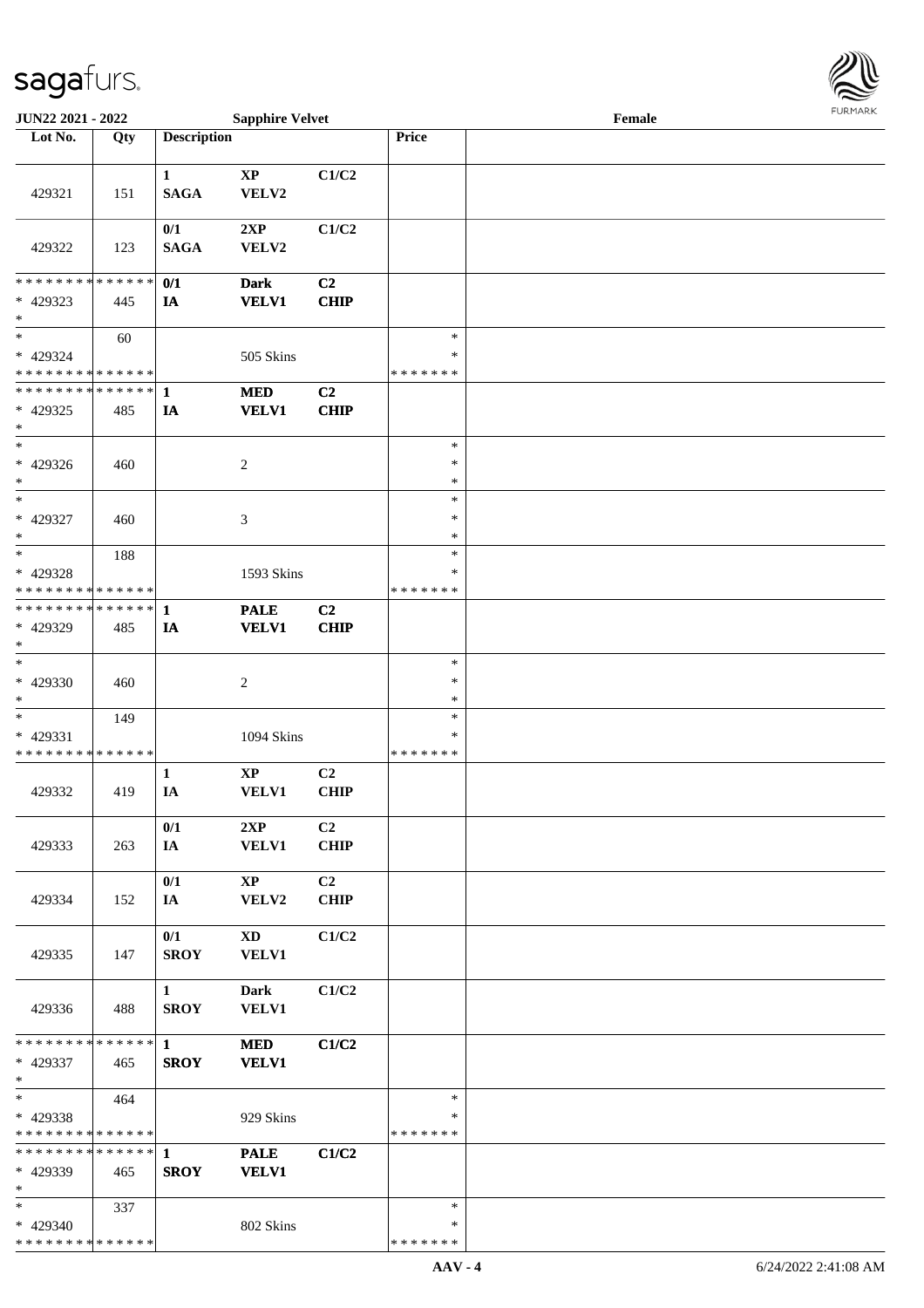| Lot No. | Qty | Description | | | Price | |
|---|---|---|---|---|---|---|
| 429321 | 151 | 1<br>SAGA | XP<br>VELV2 | C1/C2 | | |
| 429322 | 123 | 0/1<br>SAGA | 2XP<br>VELV2 | C1/C2 | | |
| * * * * * * * * * * * * * *<br>* 429323<br>* | 445 | 0/1<br>IA | Dark<br>VELV1 | C2<br>CHIP | | |
| *<br>* 429324<br>* * * * * * * * * * * * * * | 60 | | 505 Skins | | *<br>*<br>* * * * * * * | |
| * * * * * * * * * * * * * *<br>* 429325<br>* | 485 | 1<br>IA | MED<br>VELV1 | C2<br>CHIP | | |
| *<br>* 429326<br>* | 460 | | 2 | | *<br>*<br>* | |
| *<br>* 429327<br>* | 460 | | 3 | | *<br>*<br>* | |
| *<br>* 429328<br>* * * * * * * * * * * * * * | 188 | | 1593 Skins | | *<br>*<br>* * * * * * * | |
| * * * * * * * * * * * * * *<br>* 429329<br>* | 485 | 1<br>IA | PALE<br>VELV1 | C2<br>CHIP | | |
| *<br>* 429330<br>* | 460 | | 2 | | *<br>*<br>* | |
| *<br>* 429331<br>* * * * * * * * * * * * * * | 149 | | 1094 Skins | | *<br>*<br>* * * * * * * | |
| 429332 | 419 | 1<br>IA | XP<br>VELV1 | C2<br>CHIP | | |
| 429333 | 263 | 0/1<br>IA | 2XP<br>VELV1 | C2<br>CHIP | | |
| 429334 | 152 | 0/1<br>IA | XP<br>VELV2 | C2<br>CHIP | | |
| 429335 | 147 | 0/1<br>SROY | XD<br>VELV1 | C1/C2 | | |
| 429336 | 488 | 1<br>SROY | Dark<br>VELV1 | C1/C2 | | |
| * * * * * * * * * * * * * *<br>* 429337<br>* | 465 | 1<br>SROY | MED<br>VELV1 | C1/C2 | | |
| *<br>* 429338<br>* * * * * * * * * * * * * * | 464 | | 929 Skins | | *<br>*<br>* * * * * * * | |
| * * * * * * * * * * * * * *<br>* 429339<br>* | 465 | 1<br>SROY | PALE<br>VELV1 | C1/C2 | | |
| *<br>* 429340<br>* * * * * * * * * * * * * * | 337 | | 802 Skins | | *<br>*<br>* * * * * * * | |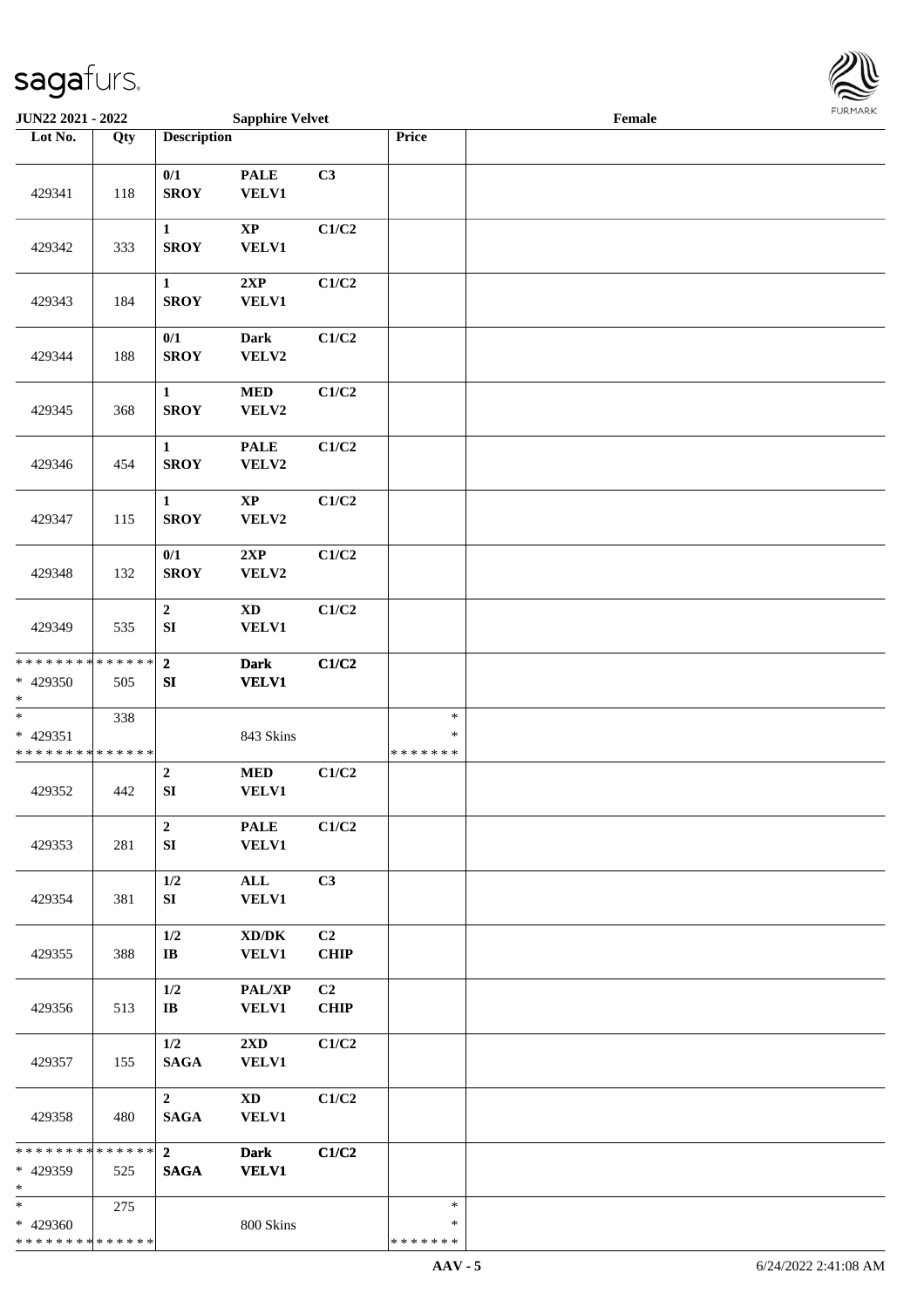JUN22 2021 - 2022 — Sapphire Velvet — Female

| Lot No. | Qty | Description | | | Price | |
|---|---|---|---|---|---|---|
| 429341 | 118 | 0/1 SROY | PALE VELV1 | C3 | | |
| 429342 | 333 | 1 SROY | XP VELV1 | C1/C2 | | |
| 429343 | 184 | 1 SROY | 2XP VELV1 | C1/C2 | | |
| 429344 | 188 | 0/1 SROY | Dark VELV2 | C1/C2 | | |
| 429345 | 368 | 1 SROY | MED VELV2 | C1/C2 | | |
| 429346 | 454 | 1 SROY | PALE VELV2 | C1/C2 | | |
| 429347 | 115 | 1 SROY | XP VELV2 | C1/C2 | | |
| 429348 | 132 | 0/1 SROY | 2XP VELV2 | C1/C2 | | |
| 429349 | 535 | 2 SI | XD VELV1 | C1/C2 | | |
| * * * * * * * * * * * * * * * 429350 * | 505 | 2 SI | Dark VELV1 | C1/C2 | | |
| * * 429351 * * * * * * * * * * * * * * | 338 | | 843 Skins | | * * * * * * * * * | |
| 429352 | 442 | 2 SI | MED VELV1 | C1/C2 | | |
| 429353 | 281 | 2 SI | PALE VELV1 | C1/C2 | | |
| 429354 | 381 | 1/2 SI | ALL VELV1 | C3 | | |
| 429355 | 388 | 1/2 IB | XD/DK VELV1 | C2 CHIP | | |
| 429356 | 513 | 1/2 IB | PAL/XP VELV1 | C2 CHIP | | |
| 429357 | 155 | 1/2 SAGA | 2XD VELV1 | C1/C2 | | |
| 429358 | 480 | 2 SAGA | XD VELV1 | C1/C2 | | |
| * * * * * * * * * * * * * * * 429359 * | 525 | 2 SAGA | Dark VELV1 | C1/C2 | | |
| * * 429360 * * * * * * * * * * * * * * | 275 | | 800 Skins | | * * * * * * * * * | |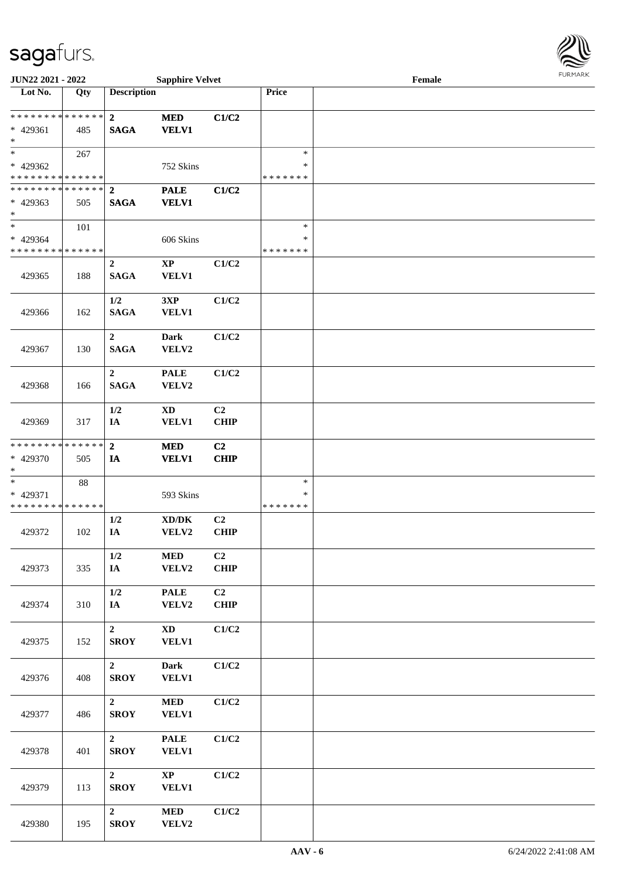| Lot No. | Qty | Description | | | Price | |
|---|---|---|---|---|---|---|
| * * * * * * * * * * * * * * | | 2 | MED | C1/C2 | | |
| * 429361 | 485 | SAGA | VELV1 | | | |
| * | | | | | | |
| * | 267 | | | | * | |
| * 429362 | | | 752 Skins | | * | |
| * * * * * * * * * * * * * * | | | | | * * * * * * * | |
| * * * * * * * * * * * * * * | | 2 | PALE | C1/C2 | | |
| * 429363 | 505 | SAGA | VELV1 | | | |
| * | | | | | | |
| * | 101 | | | | * | |
| * 429364 | | | 606 Skins | | * | |
| * * * * * * * * * * * * * * | | | | | * * * * * * * | |
| 429365 | 188 | 2 SAGA | XP VELV1 | C1/C2 | | |
| 429366 | 162 | 1/2 SAGA | 3XP VELV1 | C1/C2 | | |
| 429367 | 130 | 2 SAGA | Dark VELV2 | C1/C2 | | |
| 429368 | 166 | 2 SAGA | PALE VELV2 | C1/C2 | | |
| 429369 | 317 | 1/2 IA | XD VELV1 | C2 CHIP | | |
| * * * * * * * * * * * * * * | | 2 | MED | C2 | | |
| * 429370 | 505 | IA | VELV1 | CHIP | | |
| * | | | | | | |
| * | 88 | | | | * | |
| * 429371 | | | 593 Skins | | * | |
| * * * * * * * * * * * * * * | | | | | * * * * * * * | |
| 429372 | 102 | 1/2 IA | XD/DK VELV2 | C2 CHIP | | |
| 429373 | 335 | 1/2 IA | MED VELV2 | C2 CHIP | | |
| 429374 | 310 | 1/2 IA | PALE VELV2 | C2 CHIP | | |
| 429375 | 152 | 2 SROY | XD VELV1 | C1/C2 | | |
| 429376 | 408 | 2 SROY | Dark VELV1 | C1/C2 | | |
| 429377 | 486 | 2 SROY | MED VELV1 | C1/C2 | | |
| 429378 | 401 | 2 SROY | PALE VELV1 | C1/C2 | | |
| 429379 | 113 | 2 SROY | XP VELV1 | C1/C2 | | |
| 429380 | 195 | 2 SROY | MED VELV2 | C1/C2 | | |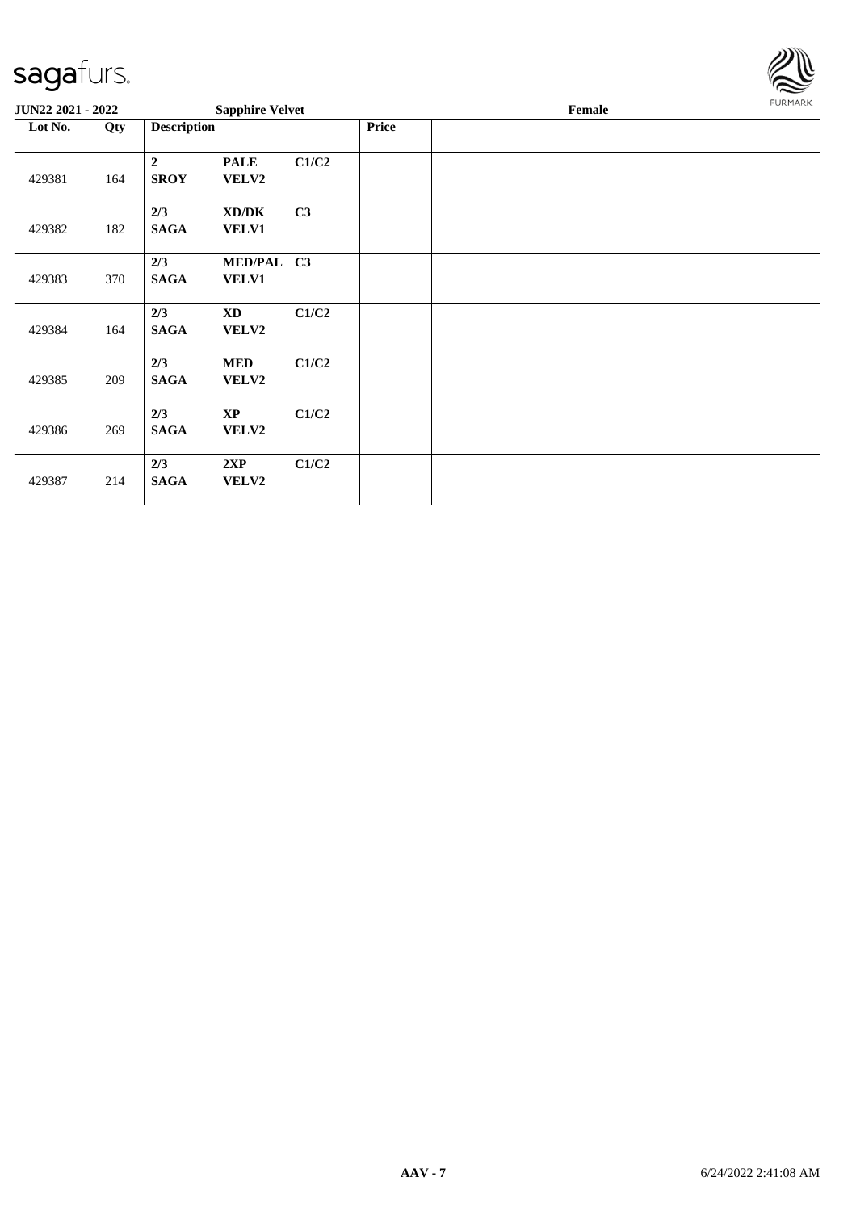**JUN22 2021 - 2022** **Sapphire Velvet** **Female**

| Lot No. | Qty | Description | | | Price | |
|---|---|---|---|---|---|---|
| 429381 | 164 | **2** **SROY** | **PALE** **VELV2** | **C1/C2** | | |
| 429382 | 182 | **2/3** **SAGA** | **XD/DK** **VELV1** | **C3** | | |
| 429383 | 370 | **2/3** **SAGA** | **MED/PAL** **VELV1** | **C3** | | |
| 429384 | 164 | **2/3** **SAGA** | **XD** **VELV2** | **C1/C2** | | |
| 429385 | 209 | **2/3** **SAGA** | **MED** **VELV2** | **C1/C2** | | |
| 429386 | 269 | **2/3** **SAGA** | **XP** **VELV2** | **C1/C2** | | |
| 429387 | 214 | **2/3** **SAGA** | **2XP** **VELV2** | **C1/C2** | | |

**AAV - 7** 6/24/2022 2:41:08 AM